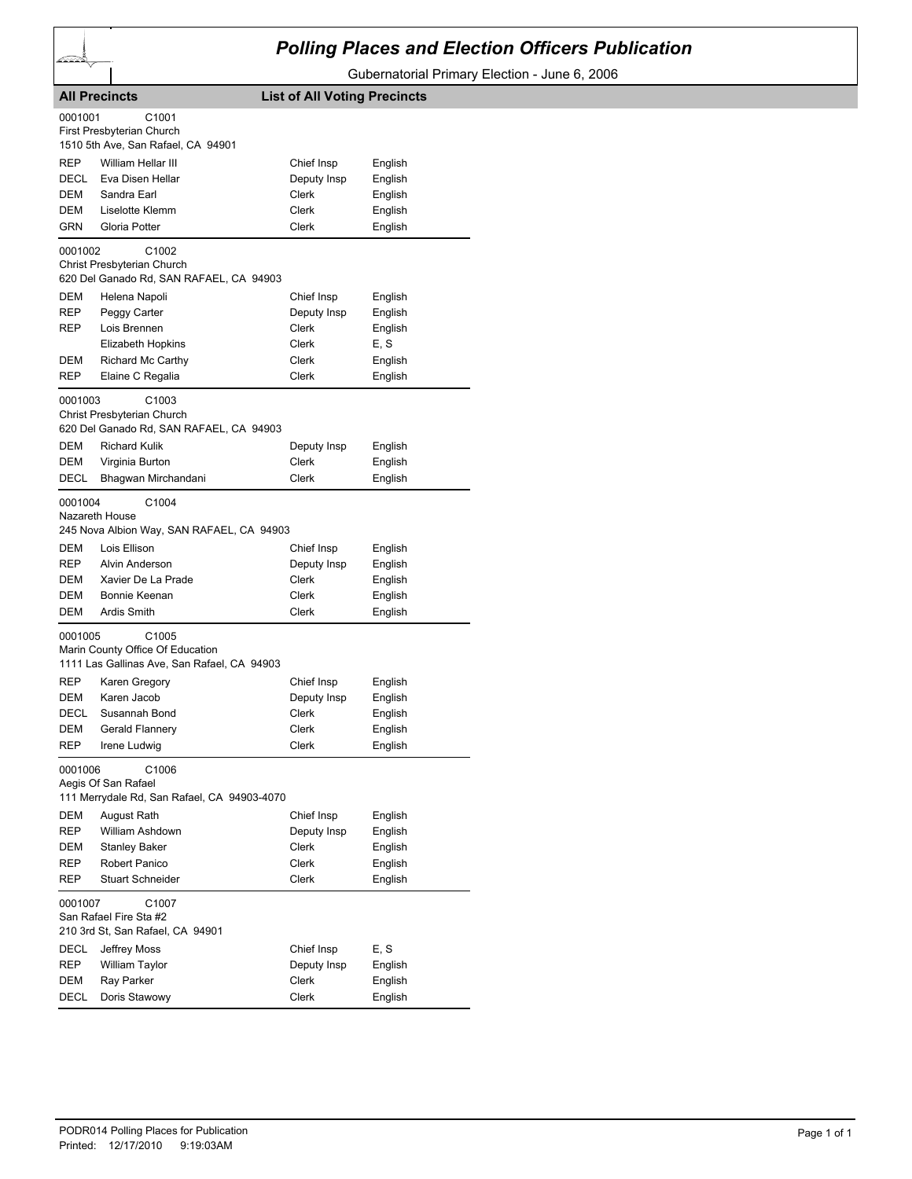# Polling Places and Election Officers Publication

Gubernatorial Primary Election - June 6, 2006

**All Precincts** **List of All Voting Precincts**

0001001 C1001
First Presbyterian Church
1510 5th Ave, San Rafael, CA 94901

| | | | |
|---|---|---|---|
| REP | William Hellar III | Chief Insp | English |
| DECL | Eva Disen Hellar | Deputy Insp | English |
| DEM | Sandra Earl | Clerk | English |
| DEM | Liselotte Klemm | Clerk | English |
| GRN | Gloria Potter | Clerk | English |

0001002 C1002
Christ Presbyterian Church
620 Del Ganado Rd, SAN RAFAEL, CA 94903

| | | | |
|---|---|---|---|
| DEM | Helena Napoli | Chief Insp | English |
| REP | Peggy Carter | Deputy Insp | English |
| REP | Lois Brennen | Clerk | English |
| | Elizabeth Hopkins | Clerk | E, S |
| DEM | Richard Mc Carthy | Clerk | English |
| REP | Elaine C Regalia | Clerk | English |

0001003 C1003
Christ Presbyterian Church
620 Del Ganado Rd, SAN RAFAEL, CA 94903

| | | | |
|---|---|---|---|
| DEM | Richard Kulik | Deputy Insp | English |
| DEM | Virginia Burton | Clerk | English |
| DECL | Bhagwan Mirchandani | Clerk | English |

0001004 C1004
Nazareth House
245 Nova Albion Way, SAN RAFAEL, CA 94903

| | | | |
|---|---|---|---|
| DEM | Lois Ellison | Chief Insp | English |
| REP | Alvin Anderson | Deputy Insp | English |
| DEM | Xavier De La Prade | Clerk | English |
| DEM | Bonnie Keenan | Clerk | English |
| DEM | Ardis Smith | Clerk | English |

0001005 C1005
Marin County Office Of Education
1111 Las Gallinas Ave, San Rafael, CA 94903

| | | | |
|---|---|---|---|
| REP | Karen Gregory | Chief Insp | English |
| DEM | Karen Jacob | Deputy Insp | English |
| DECL | Susannah Bond | Clerk | English |
| DEM | Gerald Flannery | Clerk | English |
| REP | Irene Ludwig | Clerk | English |

0001006 C1006
Aegis Of San Rafael
111 Merrydale Rd, San Rafael, CA 94903-4070

| | | | |
|---|---|---|---|
| DEM | August Rath | Chief Insp | English |
| REP | William Ashdown | Deputy Insp | English |
| DEM | Stanley Baker | Clerk | English |
| REP | Robert Panico | Clerk | English |
| REP | Stuart Schneider | Clerk | English |

0001007 C1007
San Rafael Fire Sta #2
210 3rd St, San Rafael, CA 94901

| | | | |
|---|---|---|---|
| DECL | Jeffrey Moss | Chief Insp | E, S |
| REP | William Taylor | Deputy Insp | English |
| DEM | Ray Parker | Clerk | English |
| DECL | Doris Stawowy | Clerk | English |

PODR014 Polling Places for Publication
Printed: 12/17/2010 9:19:03AM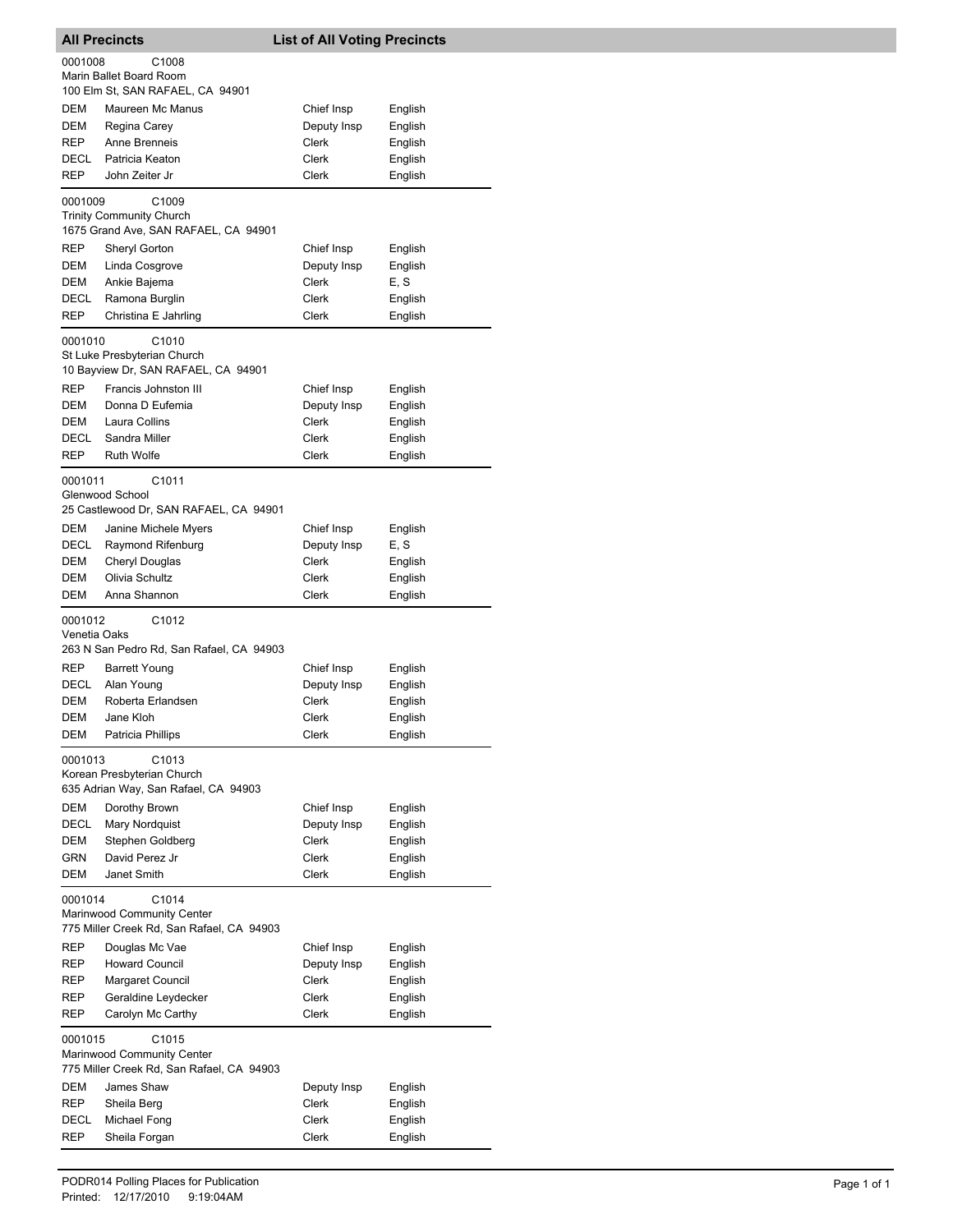## All Precincts — List of All Voting Precincts

**0001008 C1008**
Marin Ballet Board Room
100 Elm St, SAN RAFAEL, CA 94901

| | | | |
|---|---|---|---|
| DEM | Maureen Mc Manus | Chief Insp | English |
| DEM | Regina Carey | Deputy Insp | English |
| REP | Anne Brenneis | Clerk | English |
| DECL | Patricia Keaton | Clerk | English |
| REP | John Zeiter Jr | Clerk | English |

**0001009 C1009**
Trinity Community Church
1675 Grand Ave, SAN RAFAEL, CA 94901

| | | | |
|---|---|---|---|
| REP | Sheryl Gorton | Chief Insp | English |
| DEM | Linda Cosgrove | Deputy Insp | English |
| DEM | Ankie Bajema | Clerk | E, S |
| DECL | Ramona Burglin | Clerk | English |
| REP | Christina E Jahrling | Clerk | English |

**0001010 C1010**
St Luke Presbyterian Church
10 Bayview Dr, SAN RAFAEL, CA 94901

| | | | |
|---|---|---|---|
| REP | Francis Johnston III | Chief Insp | English |
| DEM | Donna D Eufemia | Deputy Insp | English |
| DEM | Laura Collins | Clerk | English |
| DECL | Sandra Miller | Clerk | English |
| REP | Ruth Wolfe | Clerk | English |

**0001011 C1011**
Glenwood School
25 Castlewood Dr, SAN RAFAEL, CA 94901

| | | | |
|---|---|---|---|
| DEM | Janine Michele Myers | Chief Insp | English |
| DECL | Raymond Rifenburg | Deputy Insp | E, S |
| DEM | Cheryl Douglas | Clerk | English |
| DEM | Olivia Schultz | Clerk | English |
| DEM | Anna Shannon | Clerk | English |

**0001012 C1012**
Venetia Oaks
263 N San Pedro Rd, San Rafael, CA 94903

| | | | |
|---|---|---|---|
| REP | Barrett Young | Chief Insp | English |
| DECL | Alan Young | Deputy Insp | English |
| DEM | Roberta Erlandsen | Clerk | English |
| DEM | Jane Kloh | Clerk | English |
| DEM | Patricia Phillips | Clerk | English |

**0001013 C1013**
Korean Presbyterian Church
635 Adrian Way, San Rafael, CA 94903

| | | | |
|---|---|---|---|
| DEM | Dorothy Brown | Chief Insp | English |
| DECL | Mary Nordquist | Deputy Insp | English |
| DEM | Stephen Goldberg | Clerk | English |
| GRN | David Perez Jr | Clerk | English |
| DEM | Janet Smith | Clerk | English |

**0001014 C1014**
Marinwood Community Center
775 Miller Creek Rd, San Rafael, CA 94903

| | | | |
|---|---|---|---|
| REP | Douglas Mc Vae | Chief Insp | English |
| REP | Howard Council | Deputy Insp | English |
| REP | Margaret Council | Clerk | English |
| REP | Geraldine Leydecker | Clerk | English |
| REP | Carolyn Mc Carthy | Clerk | English |

**0001015 C1015**
Marinwood Community Center
775 Miller Creek Rd, San Rafael, CA 94903

| | | | |
|---|---|---|---|
| DEM | James Shaw | Deputy Insp | English |
| REP | Sheila Berg | Clerk | English |
| DECL | Michael Fong | Clerk | English |
| REP | Sheila Forgan | Clerk | English |

PODR014 Polling Places for Publication
Printed: 12/17/2010 9:19:04AM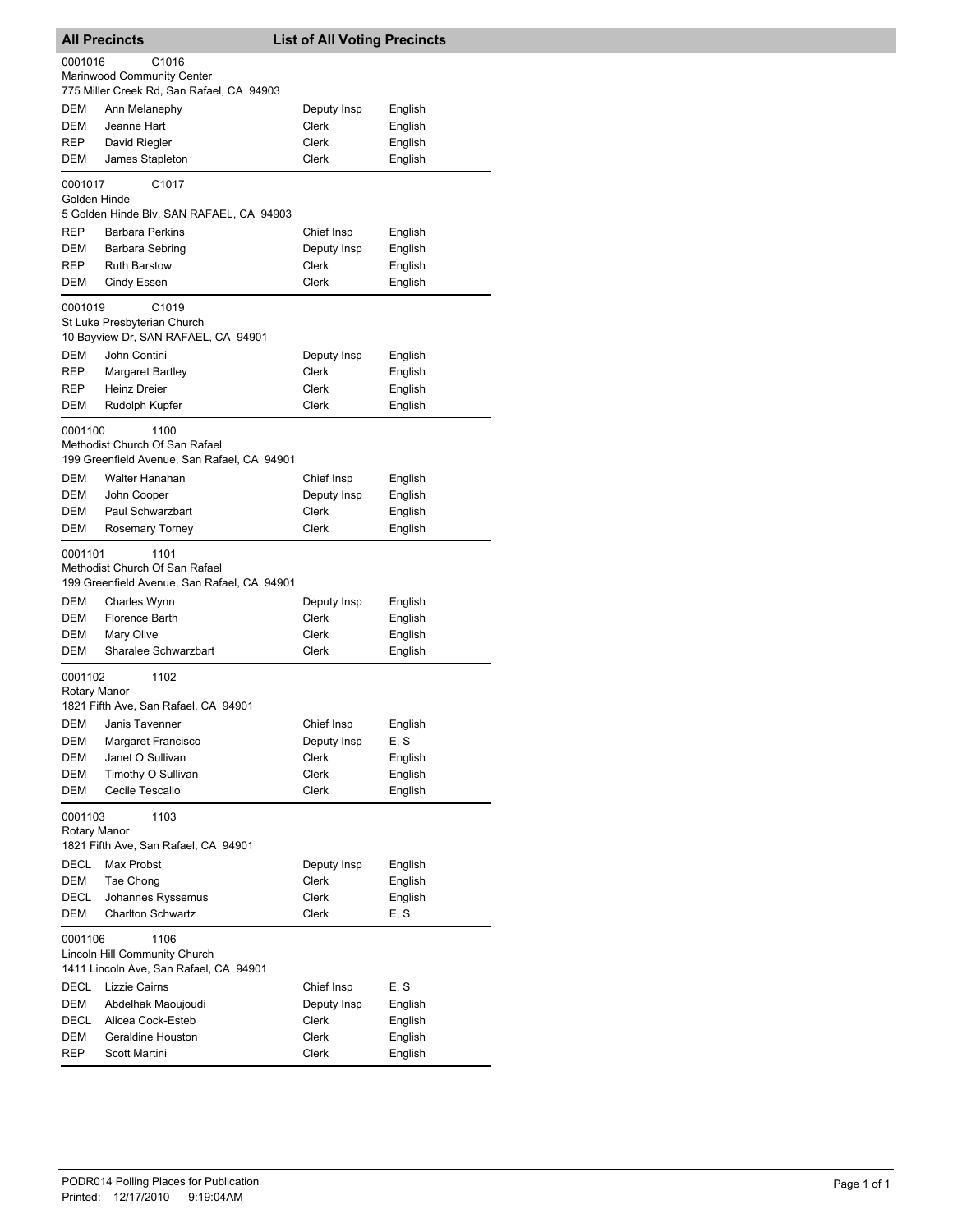## All Precincts — List of All Voting Precincts

**0001016 — C1016**
Marinwood Community Center
775 Miller Creek Rd, San Rafael, CA 94903

| Party | Name | Position | Language |
|---|---|---|---|
| DEM | Ann Melanephy | Deputy Insp | English |
| DEM | Jeanne Hart | Clerk | English |
| REP | David Riegler | Clerk | English |
| DEM | James Stapleton | Clerk | English |

**0001017 — C1017**
Golden Hinde
5 Golden Hinde Blv, SAN RAFAEL, CA 94903

| Party | Name | Position | Language |
|---|---|---|---|
| REP | Barbara Perkins | Chief Insp | English |
| DEM | Barbara Sebring | Deputy Insp | English |
| REP | Ruth Barstow | Clerk | English |
| DEM | Cindy Essen | Clerk | English |

**0001019 — C1019**
St Luke Presbyterian Church
10 Bayview Dr, SAN RAFAEL, CA 94901

| Party | Name | Position | Language |
|---|---|---|---|
| DEM | John Contini | Deputy Insp | English |
| REP | Margaret Bartley | Clerk | English |
| REP | Heinz Dreier | Clerk | English |
| DEM | Rudolph Kupfer | Clerk | English |

**0001100 — 1100**
Methodist Church Of San Rafael
199 Greenfield Avenue, San Rafael, CA 94901

| Party | Name | Position | Language |
|---|---|---|---|
| DEM | Walter Hanahan | Chief Insp | English |
| DEM | John Cooper | Deputy Insp | English |
| DEM | Paul Schwarzbart | Clerk | English |
| DEM | Rosemary Torney | Clerk | English |

**0001101 — 1101**
Methodist Church Of San Rafael
199 Greenfield Avenue, San Rafael, CA 94901

| Party | Name | Position | Language |
|---|---|---|---|
| DEM | Charles Wynn | Deputy Insp | English |
| DEM | Florence Barth | Clerk | English |
| DEM | Mary Olive | Clerk | English |
| DEM | Sharalee Schwarzbart | Clerk | English |

**0001102 — 1102**
Rotary Manor
1821 Fifth Ave, San Rafael, CA 94901

| Party | Name | Position | Language |
|---|---|---|---|
| DEM | Janis Tavenner | Chief Insp | English |
| DEM | Margaret Francisco | Deputy Insp | E, S |
| DEM | Janet O Sullivan | Clerk | English |
| DEM | Timothy O Sullivan | Clerk | English |
| DEM | Cecile Tescallo | Clerk | English |

**0001103 — 1103**
Rotary Manor
1821 Fifth Ave, San Rafael, CA 94901

| Party | Name | Position | Language |
|---|---|---|---|
| DECL | Max Probst | Deputy Insp | English |
| DEM | Tae Chong | Clerk | English |
| DECL | Johannes Ryssemus | Clerk | English |
| DEM | Charlton Schwartz | Clerk | E, S |

**0001106 — 1106**
Lincoln Hill Community Church
1411 Lincoln Ave, San Rafael, CA 94901

| Party | Name | Position | Language |
|---|---|---|---|
| DECL | Lizzie Cairns | Chief Insp | E, S |
| DEM | Abdelhak Maoujoudi | Deputy Insp | English |
| DECL | Alicea Cock-Esteb | Clerk | English |
| DEM | Geraldine Houston | Clerk | English |
| REP | Scott Martini | Clerk | English |

PODR014 Polling Places for Publication
Printed: 12/17/2010 9:19:04AM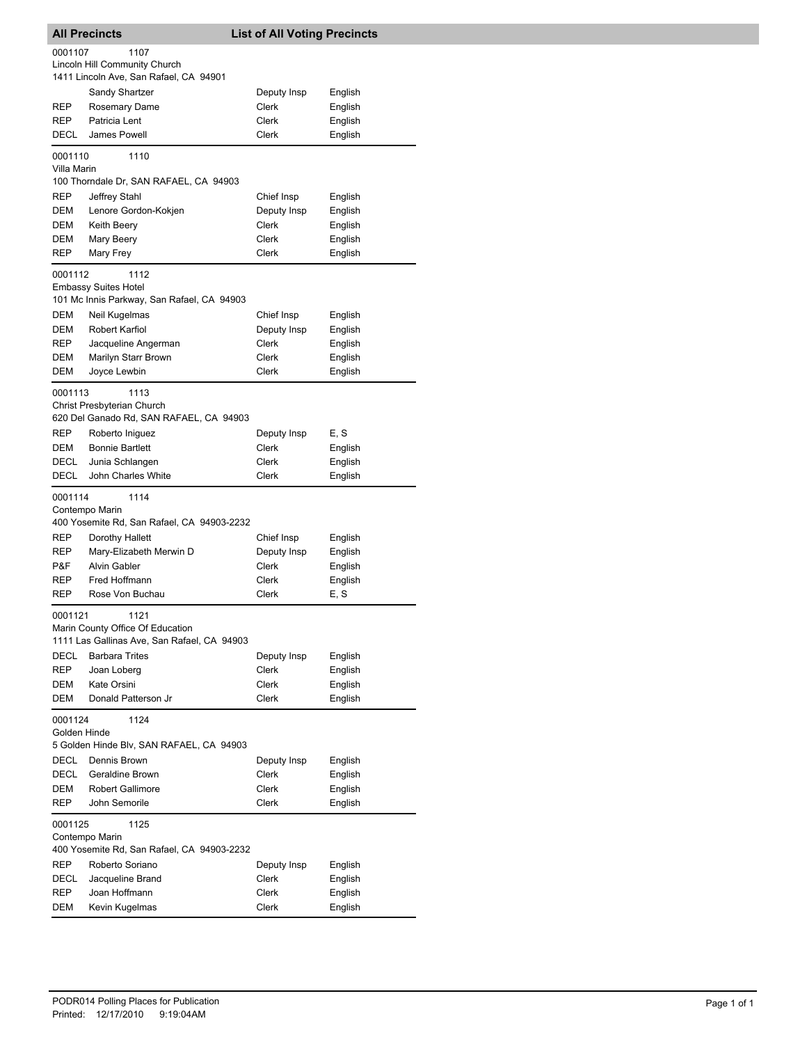## All Precincts — List of All Voting Precincts

**0001107** 1107
Lincoln Hill Community Church
1411 Lincoln Ave, San Rafael, CA 94901

| | | | |
|---|---|---|---|
| | Sandy Shartzer | Deputy Insp | English |
| REP | Rosemary Dame | Clerk | English |
| REP | Patricia Lent | Clerk | English |
| DECL | James Powell | Clerk | English |

**0001110** 1110
Villa Marin
100 Thorndale Dr, SAN RAFAEL, CA 94903

| | | | |
|---|---|---|---|
| REP | Jeffrey Stahl | Chief Insp | English |
| DEM | Lenore Gordon-Kokjen | Deputy Insp | English |
| DEM | Keith Beery | Clerk | English |
| DEM | Mary Beery | Clerk | English |
| REP | Mary Frey | Clerk | English |

**0001112** 1112
Embassy Suites Hotel
101 Mc Innis Parkway, San Rafael, CA 94903

| | | | |
|---|---|---|---|
| DEM | Neil Kugelmas | Chief Insp | English |
| DEM | Robert Karfiol | Deputy Insp | English |
| REP | Jacqueline Angerman | Clerk | English |
| DEM | Marilyn Starr Brown | Clerk | English |
| DEM | Joyce Lewbin | Clerk | English |

**0001113** 1113
Christ Presbyterian Church
620 Del Ganado Rd, SAN RAFAEL, CA 94903

| | | | |
|---|---|---|---|
| REP | Roberto Iniguez | Deputy Insp | E, S |
| DEM | Bonnie Bartlett | Clerk | English |
| DECL | Junia Schlangen | Clerk | English |
| DECL | John Charles White | Clerk | English |

**0001114** 1114
Contempo Marin
400 Yosemite Rd, San Rafael, CA 94903-2232

| | | | |
|---|---|---|---|
| REP | Dorothy Hallett | Chief Insp | English |
| REP | Mary-Elizabeth Merwin D | Deputy Insp | English |
| P&F | Alvin Gabler | Clerk | English |
| REP | Fred Hoffmann | Clerk | English |
| REP | Rose Von Buchau | Clerk | E, S |

**0001121** 1121
Marin County Office Of Education
1111 Las Gallinas Ave, San Rafael, CA 94903

| | | | |
|---|---|---|---|
| DECL | Barbara Trites | Deputy Insp | English |
| REP | Joan Loberg | Clerk | English |
| DEM | Kate Orsini | Clerk | English |
| DEM | Donald Patterson Jr | Clerk | English |

**0001124** 1124
Golden Hinde
5 Golden Hinde Blv, SAN RAFAEL, CA 94903

| | | | |
|---|---|---|---|
| DECL | Dennis Brown | Deputy Insp | English |
| DECL | Geraldine Brown | Clerk | English |
| DEM | Robert Gallimore | Clerk | English |
| REP | John Semorile | Clerk | English |

**0001125** 1125
Contempo Marin
400 Yosemite Rd, San Rafael, CA 94903-2232

| | | | |
|---|---|---|---|
| REP | Roberto Soriano | Deputy Insp | English |
| DECL | Jacqueline Brand | Clerk | English |
| REP | Joan Hoffmann | Clerk | English |
| DEM | Kevin Kugelmas | Clerk | English |

PODR014 Polling Places for Publication
Printed: 12/17/2010 9:19:04AM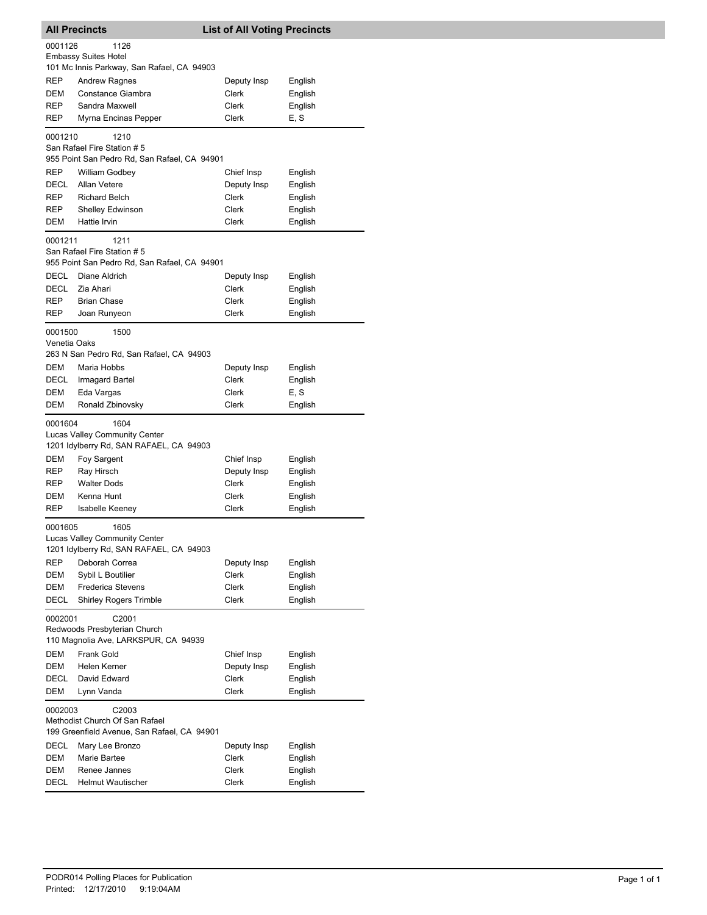## All Precincts — List of All Voting Precincts

**0001126 — 1126**
Embassy Suites Hotel
101 Mc Innis Parkway, San Rafael, CA 94903

| Party | Name | Position | Language |
|---|---|---|---|
| REP | Andrew Ragnes | Deputy Insp | English |
| DEM | Constance Giambra | Clerk | English |
| REP | Sandra Maxwell | Clerk | English |
| REP | Myrna Encinas Pepper | Clerk | E, S |

**0001210 — 1210**
San Rafael Fire Station # 5
955 Point San Pedro Rd, San Rafael, CA 94901

| Party | Name | Position | Language |
|---|---|---|---|
| REP | William Godbey | Chief Insp | English |
| DECL | Allan Vetere | Deputy Insp | English |
| REP | Richard Belch | Clerk | English |
| REP | Shelley Edwinson | Clerk | English |
| DEM | Hattie Irvin | Clerk | English |

**0001211 — 1211**
San Rafael Fire Station # 5
955 Point San Pedro Rd, San Rafael, CA 94901

| Party | Name | Position | Language |
|---|---|---|---|
| DECL | Diane Aldrich | Deputy Insp | English |
| DECL | Zia Ahari | Clerk | English |
| REP | Brian Chase | Clerk | English |
| REP | Joan Runyeon | Clerk | English |

**0001500 — 1500**
Venetia Oaks
263 N San Pedro Rd, San Rafael, CA 94903

| Party | Name | Position | Language |
|---|---|---|---|
| DEM | Maria Hobbs | Deputy Insp | English |
| DECL | Irmagard Bartel | Clerk | English |
| DEM | Eda Vargas | Clerk | E, S |
| DEM | Ronald Zbinovsky | Clerk | English |

**0001604 — 1604**
Lucas Valley Community Center
1201 Idylberry Rd, SAN RAFAEL, CA 94903

| Party | Name | Position | Language |
|---|---|---|---|
| DEM | Foy Sargent | Chief Insp | English |
| REP | Ray Hirsch | Deputy Insp | English |
| REP | Walter Dods | Clerk | English |
| DEM | Kenna Hunt | Clerk | English |
| REP | Isabelle Keeney | Clerk | English |

**0001605 — 1605**
Lucas Valley Community Center
1201 Idylberry Rd, SAN RAFAEL, CA 94903

| Party | Name | Position | Language |
|---|---|---|---|
| REP | Deborah Correa | Deputy Insp | English |
| DEM | Sybil L Boutilier | Clerk | English |
| DEM | Frederica Stevens | Clerk | English |
| DECL | Shirley Rogers Trimble | Clerk | English |

**0002001 — C2001**
Redwoods Presbyterian Church
110 Magnolia Ave, LARKSPUR, CA 94939

| Party | Name | Position | Language |
|---|---|---|---|
| DEM | Frank Gold | Chief Insp | English |
| DEM | Helen Kerner | Deputy Insp | English |
| DECL | David Edward | Clerk | English |
| DEM | Lynn Vanda | Clerk | English |

**0002003 — C2003**
Methodist Church Of San Rafael
199 Greenfield Avenue, San Rafael, CA 94901

| Party | Name | Position | Language |
|---|---|---|---|
| DECL | Mary Lee Bronzo | Deputy Insp | English |
| DEM | Marie Bartee | Clerk | English |
| DEM | Renee Jannes | Clerk | English |
| DECL | Helmut Wautischer | Clerk | English |

PODR014 Polling Places for Publication
Printed: 12/17/2010 9:19:04AM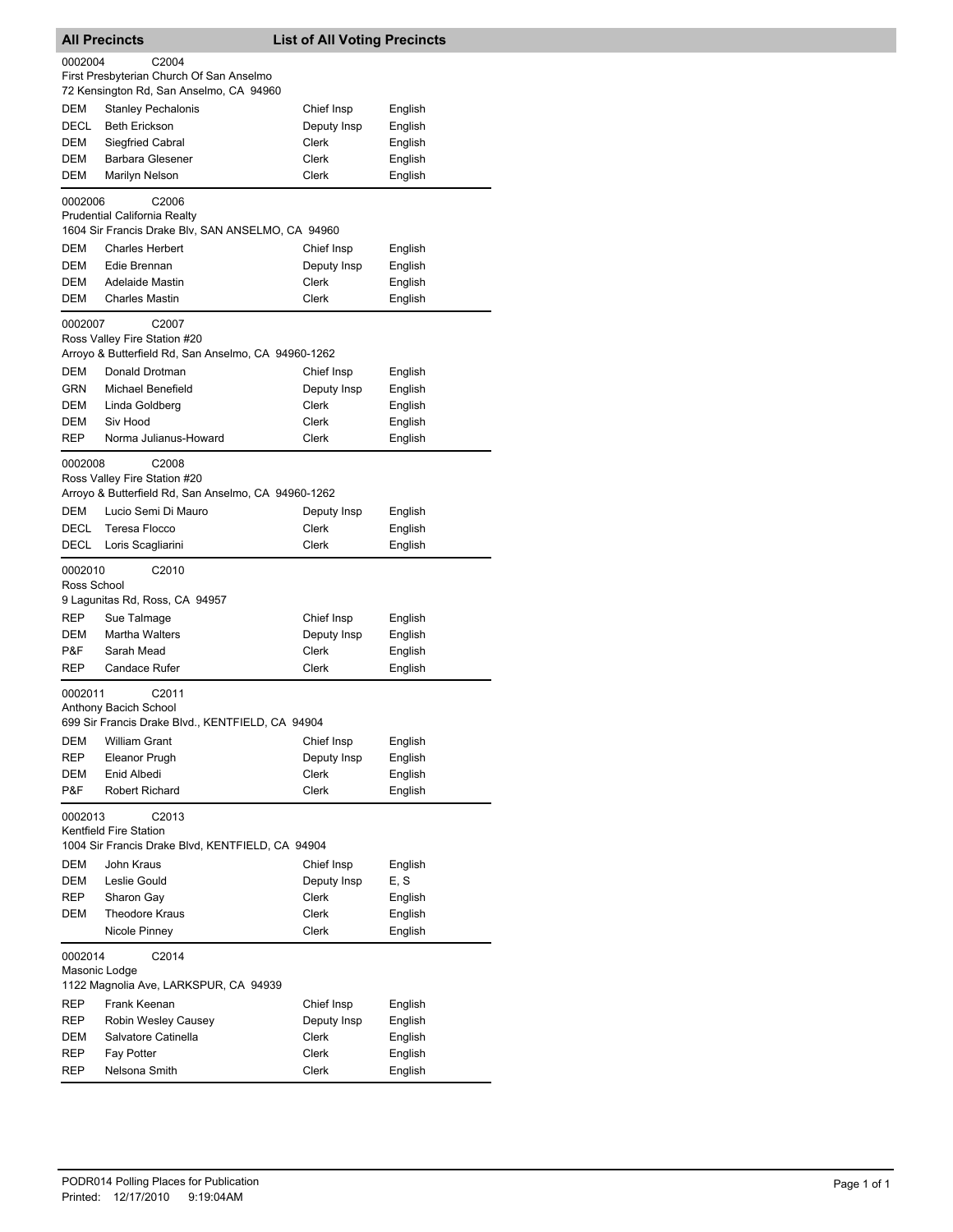## All Precincts — List of All Voting Precincts

**0002004** C2004
First Presbyterian Church Of San Anselmo
72 Kensington Rd, San Anselmo, CA 94960

| Party | Name | Position | Language |
|---|---|---|---|
| DEM | Stanley Pechalonis | Chief Insp | English |
| DECL | Beth Erickson | Deputy Insp | English |
| DEM | Siegfried Cabral | Clerk | English |
| DEM | Barbara Glesener | Clerk | English |
| DEM | Marilyn Nelson | Clerk | English |

**0002006** C2006
Prudential California Realty
1604 Sir Francis Drake Blv, SAN ANSELMO, CA 94960

| Party | Name | Position | Language |
|---|---|---|---|
| DEM | Charles Herbert | Chief Insp | English |
| DEM | Edie Brennan | Deputy Insp | English |
| DEM | Adelaide Mastin | Clerk | English |
| DEM | Charles Mastin | Clerk | English |

**0002007** C2007
Ross Valley Fire Station #20
Arroyo & Butterfield Rd, San Anselmo, CA 94960-1262

| Party | Name | Position | Language |
|---|---|---|---|
| DEM | Donald Drotman | Chief Insp | English |
| GRN | Michael Benefield | Deputy Insp | English |
| DEM | Linda Goldberg | Clerk | English |
| DEM | Siv Hood | Clerk | English |
| REP | Norma Julianus-Howard | Clerk | English |

**0002008** C2008
Ross Valley Fire Station #20
Arroyo & Butterfield Rd, San Anselmo, CA 94960-1262

| Party | Name | Position | Language |
|---|---|---|---|
| DEM | Lucio Semi Di Mauro | Deputy Insp | English |
| DECL | Teresa Flocco | Clerk | English |
| DECL | Loris Scagliarini | Clerk | English |

**0002010** C2010
Ross School
9 Lagunitas Rd, Ross, CA 94957

| Party | Name | Position | Language |
|---|---|---|---|
| REP | Sue Talmage | Chief Insp | English |
| DEM | Martha Walters | Deputy Insp | English |
| P&F | Sarah Mead | Clerk | English |
| REP | Candace Rufer | Clerk | English |

**0002011** C2011
Anthony Bacich School
699 Sir Francis Drake Blvd., KENTFIELD, CA 94904

| Party | Name | Position | Language |
|---|---|---|---|
| DEM | William Grant | Chief Insp | English |
| REP | Eleanor Prugh | Deputy Insp | English |
| DEM | Enid Albedi | Clerk | English |
| P&F | Robert Richard | Clerk | English |

**0002013** C2013
Kentfield Fire Station
1004 Sir Francis Drake Blvd, KENTFIELD, CA 94904

| Party | Name | Position | Language |
|---|---|---|---|
| DEM | John Kraus | Chief Insp | English |
| DEM | Leslie Gould | Deputy Insp | E, S |
| REP | Sharon Gay | Clerk | English |
| DEM | Theodore Kraus | Clerk | English |
| | Nicole Pinney | Clerk | English |

**0002014** C2014
Masonic Lodge
1122 Magnolia Ave, LARKSPUR, CA 94939

| Party | Name | Position | Language |
|---|---|---|---|
| REP | Frank Keenan | Chief Insp | English |
| REP | Robin Wesley Causey | Deputy Insp | English |
| DEM | Salvatore Catinella | Clerk | English |
| REP | Fay Potter | Clerk | English |
| REP | Nelsona Smith | Clerk | English |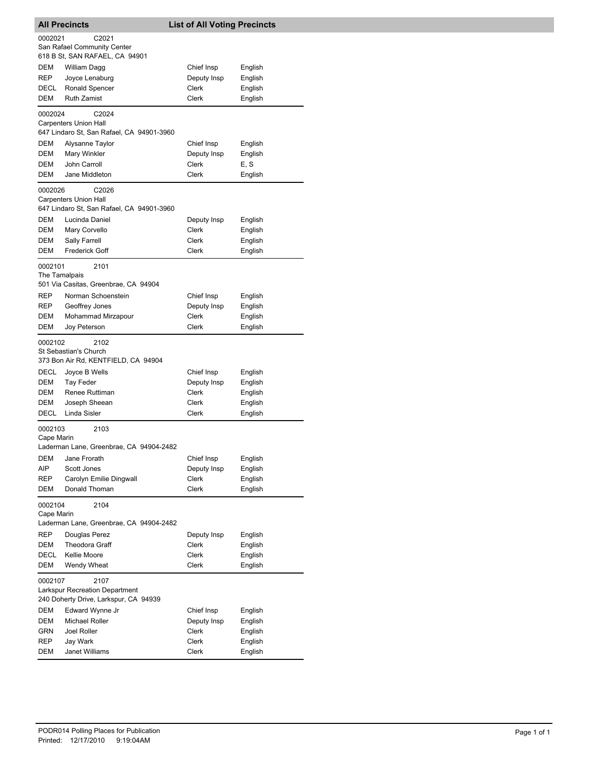## All Precincts — List of All Voting Precincts

**0002021** C2021
San Rafael Community Center
618 B St, SAN RAFAEL, CA 94901

| Party | Name | Position | Language |
|---|---|---|---|
| DEM | William Dagg | Chief Insp | English |
| REP | Joyce Lenaburg | Deputy Insp | English |
| DECL | Ronald Spencer | Clerk | English |
| DEM | Ruth Zamist | Clerk | English |

**0002024** C2024
Carpenters Union Hall
647 Lindaro St, San Rafael, CA 94901-3960

| Party | Name | Position | Language |
|---|---|---|---|
| DEM | Alysanne Taylor | Chief Insp | English |
| DEM | Mary Winkler | Deputy Insp | English |
| DEM | John Carroll | Clerk | E, S |
| DEM | Jane Middleton | Clerk | English |

**0002026** C2026
Carpenters Union Hall
647 Lindaro St, San Rafael, CA 94901-3960

| Party | Name | Position | Language |
|---|---|---|---|
| DEM | Lucinda Daniel | Deputy Insp | English |
| DEM | Mary Corvello | Clerk | English |
| DEM | Sally Farrell | Clerk | English |
| DEM | Frederick Goff | Clerk | English |

**0002101** 2101
The Tamalpais
501 Via Casitas, Greenbrae, CA 94904

| Party | Name | Position | Language |
|---|---|---|---|
| REP | Norman Schoenstein | Chief Insp | English |
| REP | Geoffrey Jones | Deputy Insp | English |
| DEM | Mohammad Mirzapour | Clerk | English |
| DEM | Joy Peterson | Clerk | English |

**0002102** 2102
St Sebastian's Church
373 Bon Air Rd, KENTFIELD, CA 94904

| Party | Name | Position | Language |
|---|---|---|---|
| DECL | Joyce B Wells | Chief Insp | English |
| DEM | Tay Feder | Deputy Insp | English |
| DEM | Renee Ruttiman | Clerk | English |
| DEM | Joseph Sheean | Clerk | English |
| DECL | Linda Sisler | Clerk | English |

**0002103** 2103
Cape Marin
Laderman Lane, Greenbrae, CA 94904-2482

| Party | Name | Position | Language |
|---|---|---|---|
| DEM | Jane Frorath | Chief Insp | English |
| AIP | Scott Jones | Deputy Insp | English |
| REP | Carolyn Emilie Dingwall | Clerk | English |
| DEM | Donald Thoman | Clerk | English |

**0002104** 2104
Cape Marin
Laderman Lane, Greenbrae, CA 94904-2482

| Party | Name | Position | Language |
|---|---|---|---|
| REP | Douglas Perez | Deputy Insp | English |
| DEM | Theodora Graff | Clerk | English |
| DECL | Kellie Moore | Clerk | English |
| DEM | Wendy Wheat | Clerk | English |

**0002107** 2107
Larkspur Recreation Department
240 Doherty Drive, Larkspur, CA 94939

| Party | Name | Position | Language |
|---|---|---|---|
| DEM | Edward Wynne Jr | Chief Insp | English |
| DEM | Michael Roller | Deputy Insp | English |
| GRN | Joel Roller | Clerk | English |
| REP | Jay Wark | Clerk | English |
| DEM | Janet Williams | Clerk | English |

PODR014 Polling Places for Publication
Printed: 12/17/2010 9:19:04AM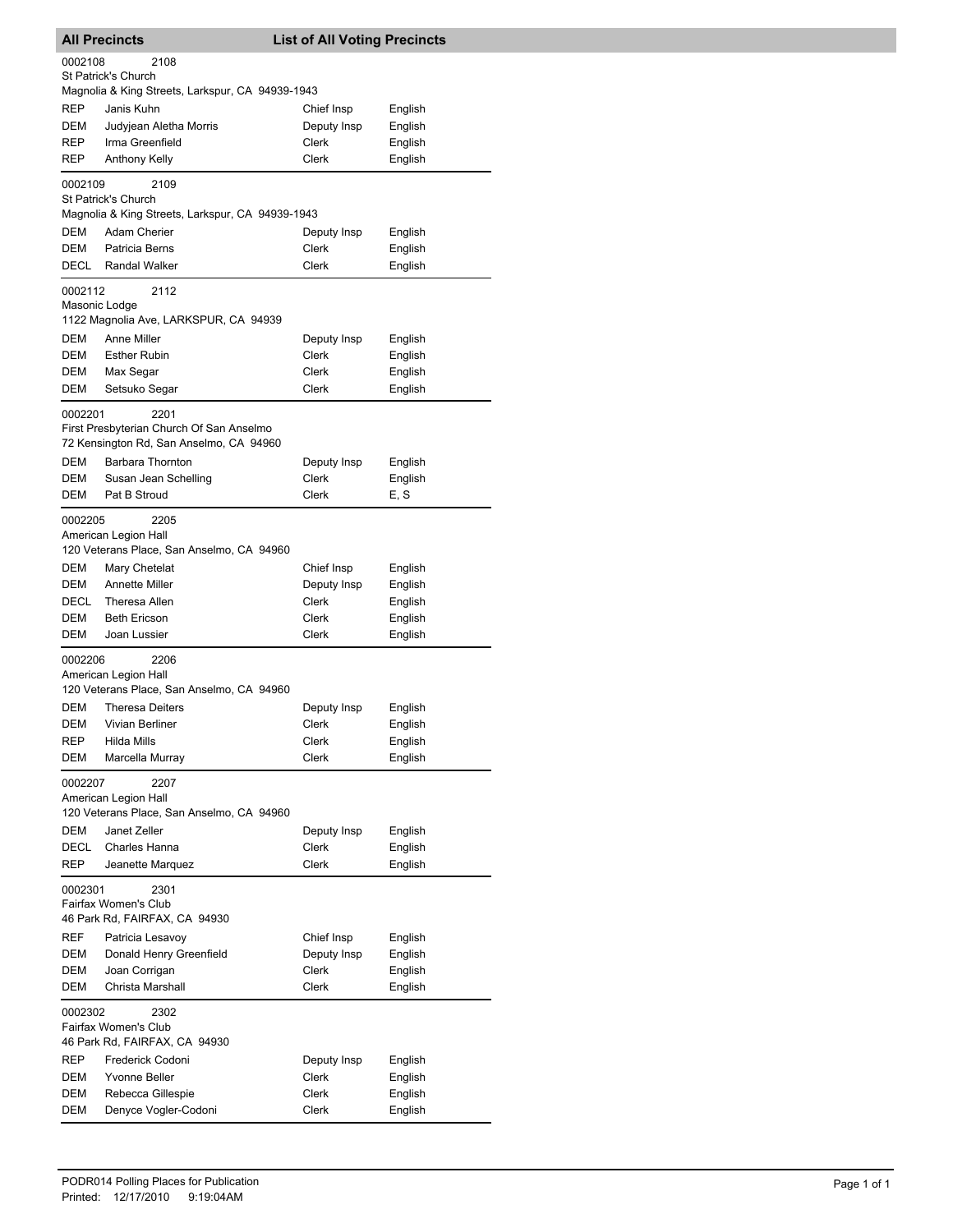## All Precincts — List of All Voting Precincts

**0002108** 2108
St Patrick's Church
Magnolia & King Streets, Larkspur, CA 94939-1943

| | | | |
|---|---|---|---|
| REP | Janis Kuhn | Chief Insp | English |
| DEM | Judyjean Aletha Morris | Deputy Insp | English |
| REP | Irma Greenfield | Clerk | English |
| REP | Anthony Kelly | Clerk | English |

**0002109** 2109
St Patrick's Church
Magnolia & King Streets, Larkspur, CA 94939-1943

| | | | |
|---|---|---|---|
| DEM | Adam Cherier | Deputy Insp | English |
| DEM | Patricia Berns | Clerk | English |
| DECL | Randal Walker | Clerk | English |

**0002112** 2112
Masonic Lodge
1122 Magnolia Ave, LARKSPUR, CA 94939

| | | | |
|---|---|---|---|
| DEM | Anne Miller | Deputy Insp | English |
| DEM | Esther Rubin | Clerk | English |
| DEM | Max Segar | Clerk | English |
| DEM | Setsuko Segar | Clerk | English |

**0002201** 2201
First Presbyterian Church Of San Anselmo
72 Kensington Rd, San Anselmo, CA 94960

| | | | |
|---|---|---|---|
| DEM | Barbara Thornton | Deputy Insp | English |
| DEM | Susan Jean Schelling | Clerk | English |
| DEM | Pat B Stroud | Clerk | E, S |

**0002205** 2205
American Legion Hall
120 Veterans Place, San Anselmo, CA 94960

| | | | |
|---|---|---|---|
| DEM | Mary Chetelat | Chief Insp | English |
| DEM | Annette Miller | Deputy Insp | English |
| DECL | Theresa Allen | Clerk | English |
| DEM | Beth Ericson | Clerk | English |
| DEM | Joan Lussier | Clerk | English |

**0002206** 2206
American Legion Hall
120 Veterans Place, San Anselmo, CA 94960

| | | | |
|---|---|---|---|
| DEM | Theresa Deiters | Deputy Insp | English |
| DEM | Vivian Berliner | Clerk | English |
| REP | Hilda Mills | Clerk | English |
| DEM | Marcella Murray | Clerk | English |

**0002207** 2207
American Legion Hall
120 Veterans Place, San Anselmo, CA 94960

| | | | |
|---|---|---|---|
| DEM | Janet Zeller | Deputy Insp | English |
| DECL | Charles Hanna | Clerk | English |
| REP | Jeanette Marquez | Clerk | English |

**0002301** 2301
Fairfax Women's Club
46 Park Rd, FAIRFAX, CA 94930

| | | | |
|---|---|---|---|
| REF | Patricia Lesavoy | Chief Insp | English |
| DEM | Donald Henry Greenfield | Deputy Insp | English |
| DEM | Joan Corrigan | Clerk | English |
| DEM | Christa Marshall | Clerk | English |

**0002302** 2302
Fairfax Women's Club
46 Park Rd, FAIRFAX, CA 94930

| | | | |
|---|---|---|---|
| REP | Frederick Codoni | Deputy Insp | English |
| DEM | Yvonne Beller | Clerk | English |
| DEM | Rebecca Gillespie | Clerk | English |
| DEM | Denyce Vogler-Codoni | Clerk | English |

PODR014 Polling Places for Publication
Printed: 12/17/2010 9:19:04AM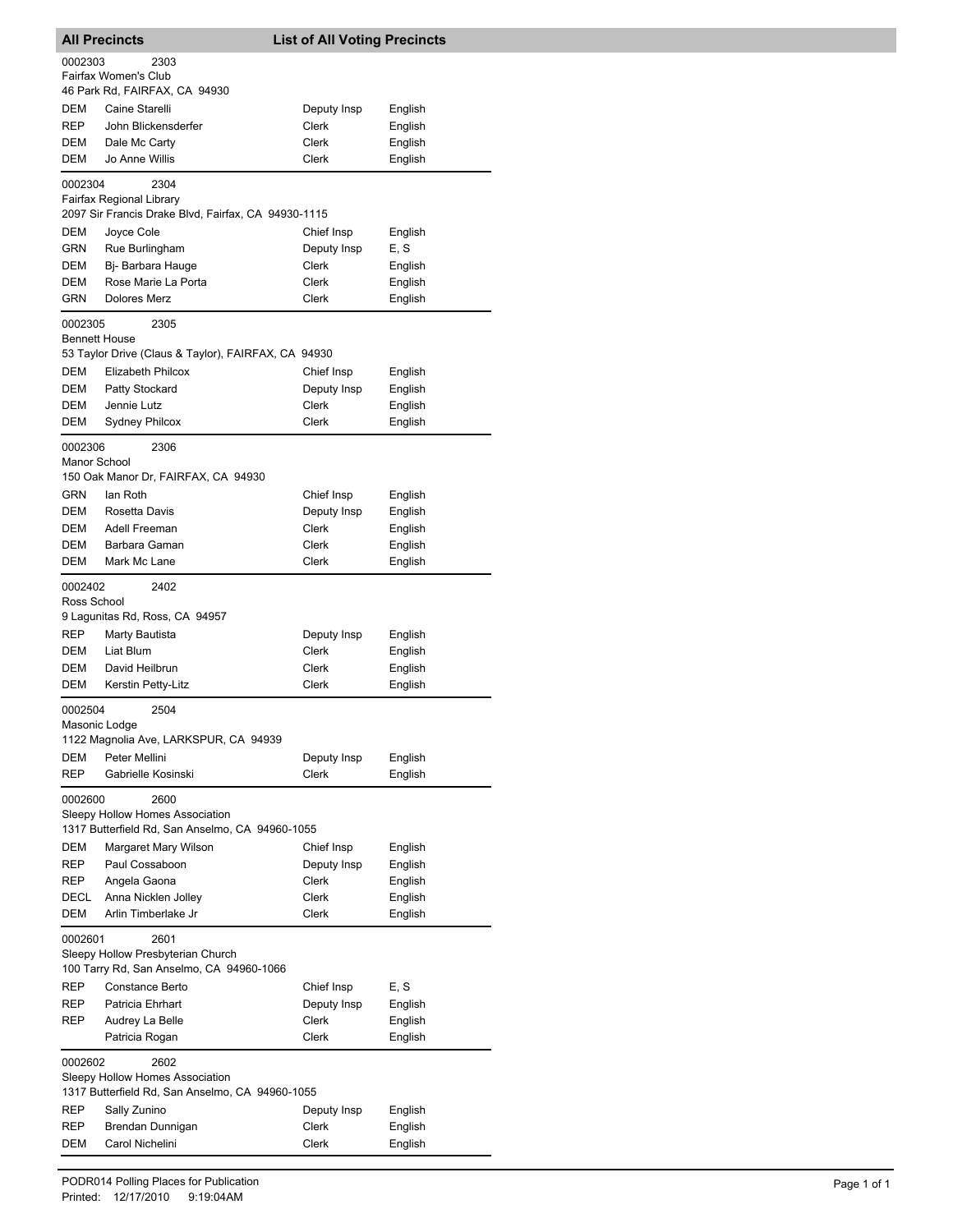## All Precincts — List of All Voting Precincts

**0002303** 2303
Fairfax Women's Club
46 Park Rd, FAIRFAX, CA 94930

| Party | Name | Position | Language |
|---|---|---|---|
| DEM | Caine Starelli | Deputy Insp | English |
| REP | John Blickensderfer | Clerk | English |
| DEM | Dale Mc Carty | Clerk | English |
| DEM | Jo Anne Willis | Clerk | English |

**0002304** 2304
Fairfax Regional Library
2097 Sir Francis Drake Blvd, Fairfax, CA 94930-1115

| Party | Name | Position | Language |
|---|---|---|---|
| DEM | Joyce Cole | Chief Insp | English |
| GRN | Rue Burlingham | Deputy Insp | E, S |
| DEM | Bj- Barbara Hauge | Clerk | English |
| DEM | Rose Marie La Porta | Clerk | English |
| GRN | Dolores Merz | Clerk | English |

**0002305** 2305
Bennett House
53 Taylor Drive (Claus & Taylor), FAIRFAX, CA 94930

| Party | Name | Position | Language |
|---|---|---|---|
| DEM | Elizabeth Philcox | Chief Insp | English |
| DEM | Patty Stockard | Deputy Insp | English |
| DEM | Jennie Lutz | Clerk | English |
| DEM | Sydney Philcox | Clerk | English |

**0002306** 2306
Manor School
150 Oak Manor Dr, FAIRFAX, CA 94930

| Party | Name | Position | Language |
|---|---|---|---|
| GRN | Ian Roth | Chief Insp | English |
| DEM | Rosetta Davis | Deputy Insp | English |
| DEM | Adell Freeman | Clerk | English |
| DEM | Barbara Gaman | Clerk | English |
| DEM | Mark Mc Lane | Clerk | English |

**0002402** 2402
Ross School
9 Lagunitas Rd, Ross, CA 94957

| Party | Name | Position | Language |
|---|---|---|---|
| REP | Marty Bautista | Deputy Insp | English |
| DEM | Liat Blum | Clerk | English |
| DEM | David Heilbrun | Clerk | English |
| DEM | Kerstin Petty-Litz | Clerk | English |

**0002504** 2504
Masonic Lodge
1122 Magnolia Ave, LARKSPUR, CA 94939

| Party | Name | Position | Language |
|---|---|---|---|
| DEM | Peter Mellini | Deputy Insp | English |
| REP | Gabrielle Kosinski | Clerk | English |

**0002600** 2600
Sleepy Hollow Homes Association
1317 Butterfield Rd, San Anselmo, CA 94960-1055

| Party | Name | Position | Language |
|---|---|---|---|
| DEM | Margaret Mary Wilson | Chief Insp | English |
| REP | Paul Cossaboon | Deputy Insp | English |
| REP | Angela Gaona | Clerk | English |
| DECL | Anna Nicklen Jolley | Clerk | English |
| DEM | Arlin Timberlake Jr | Clerk | English |

**0002601** 2601
Sleepy Hollow Presbyterian Church
100 Tarry Rd, San Anselmo, CA 94960-1066

| Party | Name | Position | Language |
|---|---|---|---|
| REP | Constance Berto | Chief Insp | E, S |
| REP | Patricia Ehrhart | Deputy Insp | English |
| REP | Audrey La Belle | Clerk | English |
| | Patricia Rogan | Clerk | English |

**0002602** 2602
Sleepy Hollow Homes Association
1317 Butterfield Rd, San Anselmo, CA 94960-1055

| Party | Name | Position | Language |
|---|---|---|---|
| REP | Sally Zunino | Deputy Insp | English |
| REP | Brendan Dunnigan | Clerk | English |
| DEM | Carol Nichelini | Clerk | English |

PODR014 Polling Places for Publication
Printed: 12/17/2010 9:19:04AM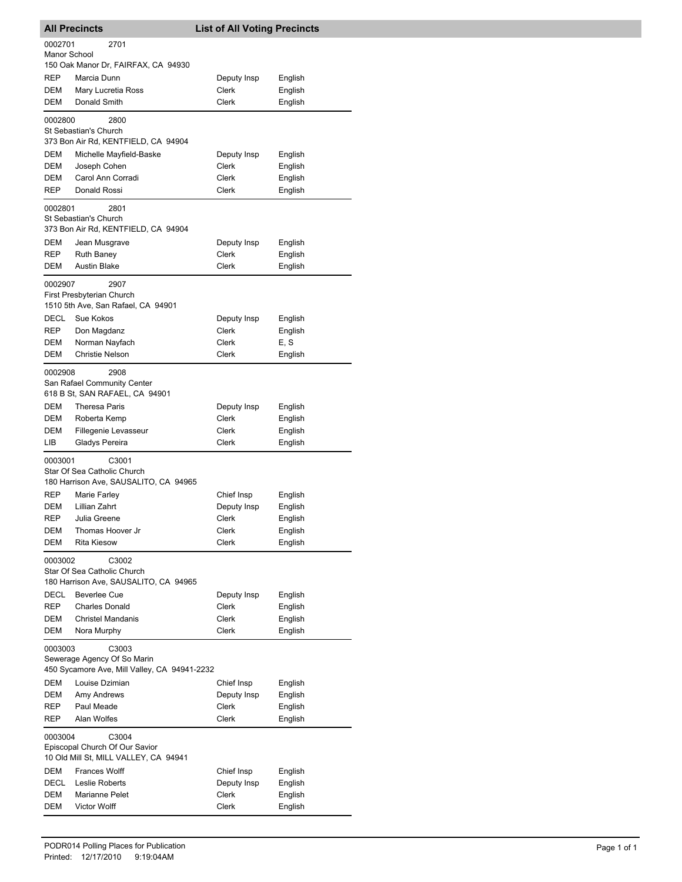## All Precincts — List of All Voting Precincts

**0002701** 2701
Manor School
150 Oak Manor Dr, FAIRFAX, CA 94930

| Party | Name | Position | Language |
|---|---|---|---|
| REP | Marcia Dunn | Deputy Insp | English |
| DEM | Mary Lucretia Ross | Clerk | English |
| DEM | Donald Smith | Clerk | English |

**0002800** 2800
St Sebastian's Church
373 Bon Air Rd, KENTFIELD, CA 94904

| Party | Name | Position | Language |
|---|---|---|---|
| DEM | Michelle Mayfield-Baske | Deputy Insp | English |
| DEM | Joseph Cohen | Clerk | English |
| DEM | Carol Ann Corradi | Clerk | English |
| REP | Donald Rossi | Clerk | English |

**0002801** 2801
St Sebastian's Church
373 Bon Air Rd, KENTFIELD, CA 94904

| Party | Name | Position | Language |
|---|---|---|---|
| DEM | Jean Musgrave | Deputy Insp | English |
| REP | Ruth Baney | Clerk | English |
| DEM | Austin Blake | Clerk | English |

**0002907** 2907
First Presbyterian Church
1510 5th Ave, San Rafael, CA 94901

| Party | Name | Position | Language |
|---|---|---|---|
| DECL | Sue Kokos | Deputy Insp | English |
| REP | Don Magdanz | Clerk | English |
| DEM | Norman Nayfach | Clerk | E, S |
| DEM | Christie Nelson | Clerk | English |

**0002908** 2908
San Rafael Community Center
618 B St, SAN RAFAEL, CA 94901

| Party | Name | Position | Language |
|---|---|---|---|
| DEM | Theresa Paris | Deputy Insp | English |
| DEM | Roberta Kemp | Clerk | English |
| DEM | Fillegenie Levasseur | Clerk | English |
| LIB | Gladys Pereira | Clerk | English |

**0003001** C3001
Star Of Sea Catholic Church
180 Harrison Ave, SAUSALITO, CA 94965

| Party | Name | Position | Language |
|---|---|---|---|
| REP | Marie Farley | Chief Insp | English |
| DEM | Lillian Zahrt | Deputy Insp | English |
| REP | Julia Greene | Clerk | English |
| DEM | Thomas Hoover Jr | Clerk | English |
| DEM | Rita Kiesow | Clerk | English |

**0003002** C3002
Star Of Sea Catholic Church
180 Harrison Ave, SAUSALITO, CA 94965

| Party | Name | Position | Language |
|---|---|---|---|
| DECL | Beverlee Cue | Deputy Insp | English |
| REP | Charles Donald | Clerk | English |
| DEM | Christel Mandanis | Clerk | English |
| DEM | Nora Murphy | Clerk | English |

**0003003** C3003
Sewerage Agency Of So Marin
450 Sycamore Ave, Mill Valley, CA 94941-2232

| Party | Name | Position | Language |
|---|---|---|---|
| DEM | Louise Dzimian | Chief Insp | English |
| DEM | Amy Andrews | Deputy Insp | English |
| REP | Paul Meade | Clerk | English |
| REP | Alan Wolfes | Clerk | English |

**0003004** C3004
Episcopal Church Of Our Savior
10 Old Mill St, MILL VALLEY, CA 94941

| Party | Name | Position | Language |
|---|---|---|---|
| DEM | Frances Wolff | Chief Insp | English |
| DECL | Leslie Roberts | Deputy Insp | English |
| DEM | Marianne Pelet | Clerk | English |
| DEM | Victor Wolff | Clerk | English |

PODR014 Polling Places for Publication
Printed: 12/17/2010 9:19:04AM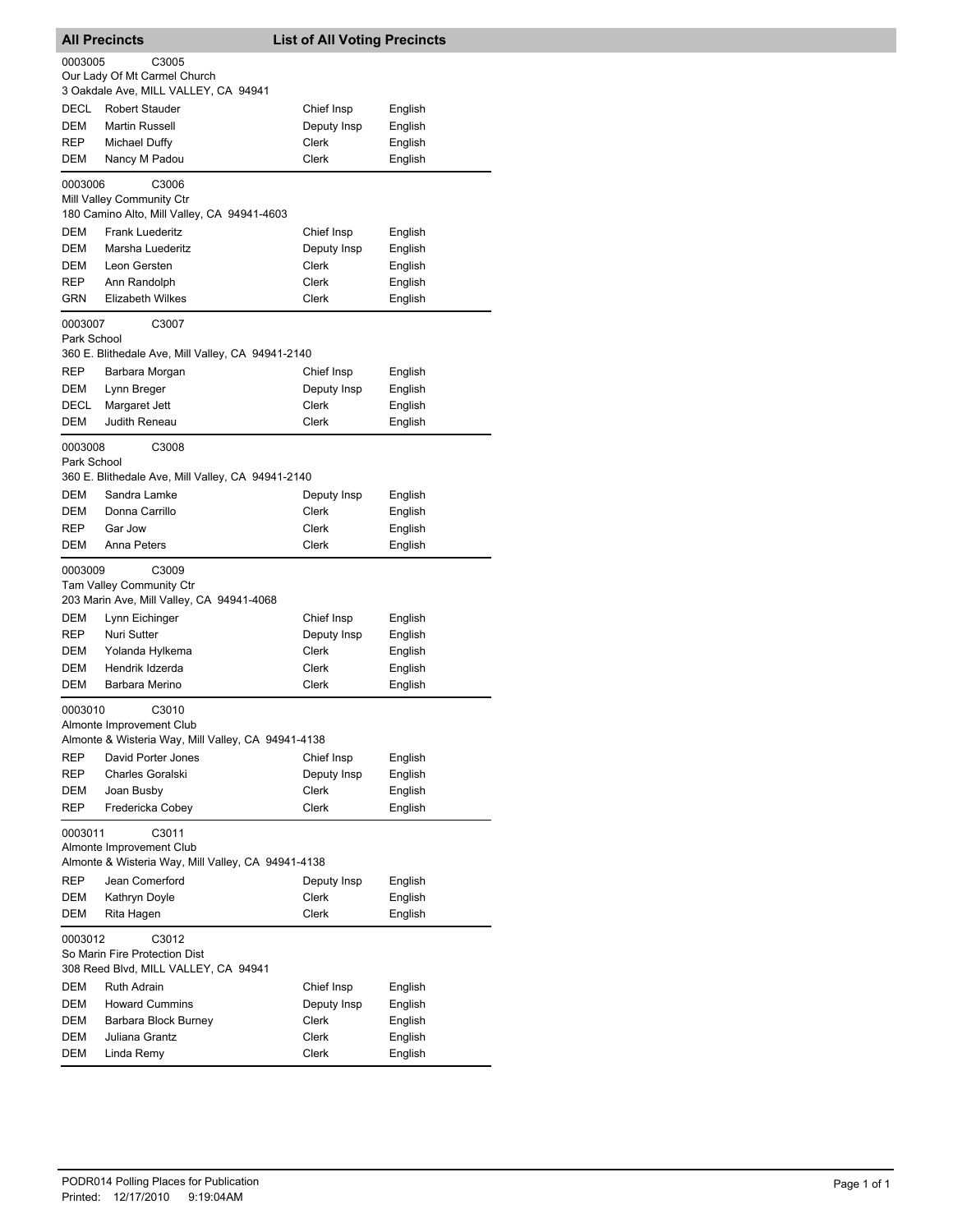## All Precincts — List of All Voting Precincts

**0003005 — C3005**
Our Lady Of Mt Carmel Church
3 Oakdale Ave, MILL VALLEY, CA 94941

| Party | Name | Position | Language |
|---|---|---|---|
| DECL | Robert Stauder | Chief Insp | English |
| DEM | Martin Russell | Deputy Insp | English |
| REP | Michael Duffy | Clerk | English |
| DEM | Nancy M Padou | Clerk | English |

**0003006 — C3006**
Mill Valley Community Ctr
180 Camino Alto, Mill Valley, CA 94941-4603

| Party | Name | Position | Language |
|---|---|---|---|
| DEM | Frank Luederitz | Chief Insp | English |
| DEM | Marsha Luederitz | Deputy Insp | English |
| DEM | Leon Gersten | Clerk | English |
| REP | Ann Randolph | Clerk | English |
| GRN | Elizabeth Wilkes | Clerk | English |

**0003007 — C3007**
Park School
360 E. Blithedale Ave, Mill Valley, CA 94941-2140

| Party | Name | Position | Language |
|---|---|---|---|
| REP | Barbara Morgan | Chief Insp | English |
| DEM | Lynn Breger | Deputy Insp | English |
| DECL | Margaret Jett | Clerk | English |
| DEM | Judith Reneau | Clerk | English |

**0003008 — C3008**
Park School
360 E. Blithedale Ave, Mill Valley, CA 94941-2140

| Party | Name | Position | Language |
|---|---|---|---|
| DEM | Sandra Lamke | Deputy Insp | English |
| DEM | Donna Carrillo | Clerk | English |
| REP | Gar Jow | Clerk | English |
| DEM | Anna Peters | Clerk | English |

**0003009 — C3009**
Tam Valley Community Ctr
203 Marin Ave, Mill Valley, CA 94941-4068

| Party | Name | Position | Language |
|---|---|---|---|
| DEM | Lynn Eichinger | Chief Insp | English |
| REP | Nuri Sutter | Deputy Insp | English |
| DEM | Yolanda Hylkema | Clerk | English |
| DEM | Hendrik Idzerda | Clerk | English |
| DEM | Barbara Merino | Clerk | English |

**0003010 — C3010**
Almonte Improvement Club
Almonte & Wisteria Way, Mill Valley, CA 94941-4138

| Party | Name | Position | Language |
|---|---|---|---|
| REP | David Porter Jones | Chief Insp | English |
| REP | Charles Goralski | Deputy Insp | English |
| DEM | Joan Busby | Clerk | English |
| REP | Fredericka Cobey | Clerk | English |

**0003011 — C3011**
Almonte Improvement Club
Almonte & Wisteria Way, Mill Valley, CA 94941-4138

| Party | Name | Position | Language |
|---|---|---|---|
| REP | Jean Comerford | Deputy Insp | English |
| DEM | Kathryn Doyle | Clerk | English |
| DEM | Rita Hagen | Clerk | English |

**0003012 — C3012**
So Marin Fire Protection Dist
308 Reed Blvd, MILL VALLEY, CA 94941

| Party | Name | Position | Language |
|---|---|---|---|
| DEM | Ruth Adrain | Chief Insp | English |
| DEM | Howard Cummins | Deputy Insp | English |
| DEM | Barbara Block Burney | Clerk | English |
| DEM | Juliana Grantz | Clerk | English |
| DEM | Linda Remy | Clerk | English |

PODR014 Polling Places for Publication
Printed: 12/17/2010 9:19:04AM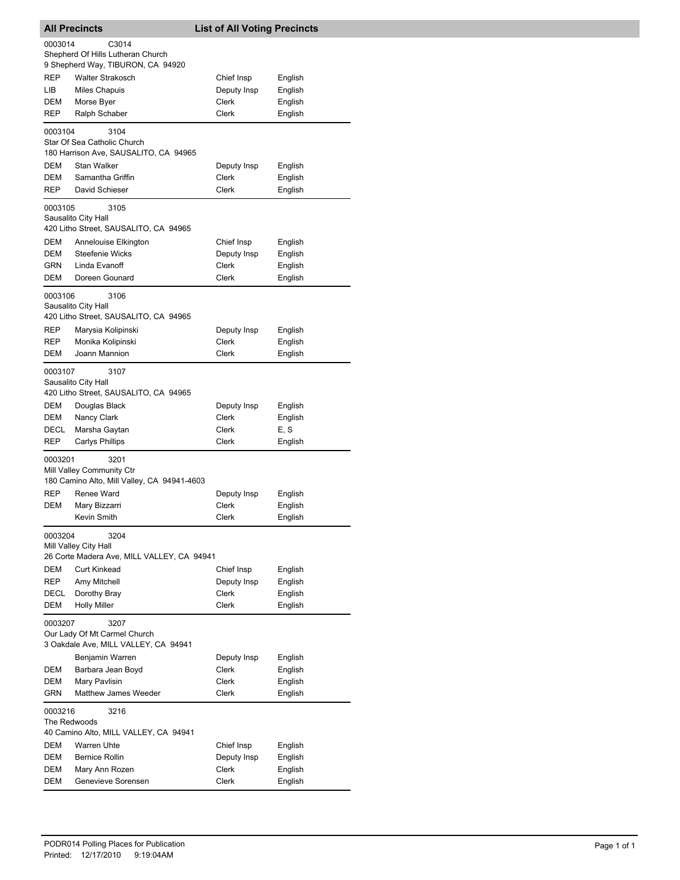## All Precincts — List of All Voting Precincts

**0003014** C3014
Shepherd Of Hills Lutheran Church
9 Shepherd Way, TIBURON, CA 94920

| Party | Name | Position | Language |
|---|---|---|---|
| REP | Walter Strakosch | Chief Insp | English |
| LIB | Miles Chapuis | Deputy Insp | English |
| DEM | Morse Byer | Clerk | English |
| REP | Ralph Schaber | Clerk | English |

**0003104** 3104
Star Of Sea Catholic Church
180 Harrison Ave, SAUSALITO, CA 94965

| Party | Name | Position | Language |
|---|---|---|---|
| DEM | Stan Walker | Deputy Insp | English |
| DEM | Samantha Griffin | Clerk | English |
| REP | David Schieser | Clerk | English |

**0003105** 3105
Sausalito City Hall
420 Litho Street, SAUSALITO, CA 94965

| Party | Name | Position | Language |
|---|---|---|---|
| DEM | Annelouise Elkington | Chief Insp | English |
| DEM | Steefenie Wicks | Deputy Insp | English |
| GRN | Linda Evanoff | Clerk | English |
| DEM | Doreen Gounard | Clerk | English |

**0003106** 3106
Sausalito City Hall
420 Litho Street, SAUSALITO, CA 94965

| Party | Name | Position | Language |
|---|---|---|---|
| REP | Marysia Kolipinski | Deputy Insp | English |
| REP | Monika Kolipinski | Clerk | English |
| DEM | Joann Mannion | Clerk | English |

**0003107** 3107
Sausalito City Hall
420 Litho Street, SAUSALITO, CA 94965

| Party | Name | Position | Language |
|---|---|---|---|
| DEM | Douglas Black | Deputy Insp | English |
| DEM | Nancy Clark | Clerk | English |
| DECL | Marsha Gaytan | Clerk | E, S |
| REP | Carlys Phillips | Clerk | English |

**0003201** 3201
Mill Valley Community Ctr
180 Camino Alto, Mill Valley, CA 94941-4603

| Party | Name | Position | Language |
|---|---|---|---|
| REP | Renee Ward | Deputy Insp | English |
| DEM | Mary Bizzarri | Clerk | English |
| | Kevin Smith | Clerk | English |

**0003204** 3204
Mill Valley City Hall
26 Corte Madera Ave, MILL VALLEY, CA 94941

| Party | Name | Position | Language |
|---|---|---|---|
| DEM | Curt Kinkead | Chief Insp | English |
| REP | Amy Mitchell | Deputy Insp | English |
| DECL | Dorothy Bray | Clerk | English |
| DEM | Holly Miller | Clerk | English |

**0003207** 3207
Our Lady Of Mt Carmel Church
3 Oakdale Ave, MILL VALLEY, CA 94941

| Party | Name | Position | Language |
|---|---|---|---|
| | Benjamin Warren | Deputy Insp | English |
| DEM | Barbara Jean Boyd | Clerk | English |
| DEM | Mary Pavlisin | Clerk | English |
| GRN | Matthew James Weeder | Clerk | English |

**0003216** 3216
The Redwoods
40 Camino Alto, MILL VALLEY, CA 94941

| Party | Name | Position | Language |
|---|---|---|---|
| DEM | Warren Uhte | Chief Insp | English |
| DEM | Bernice Rollin | Deputy Insp | English |
| DEM | Mary Ann Rozen | Clerk | English |
| DEM | Genevieve Sorensen | Clerk | English |

PODR014 Polling Places for Publication
Printed: 12/17/2010 9:19:04AM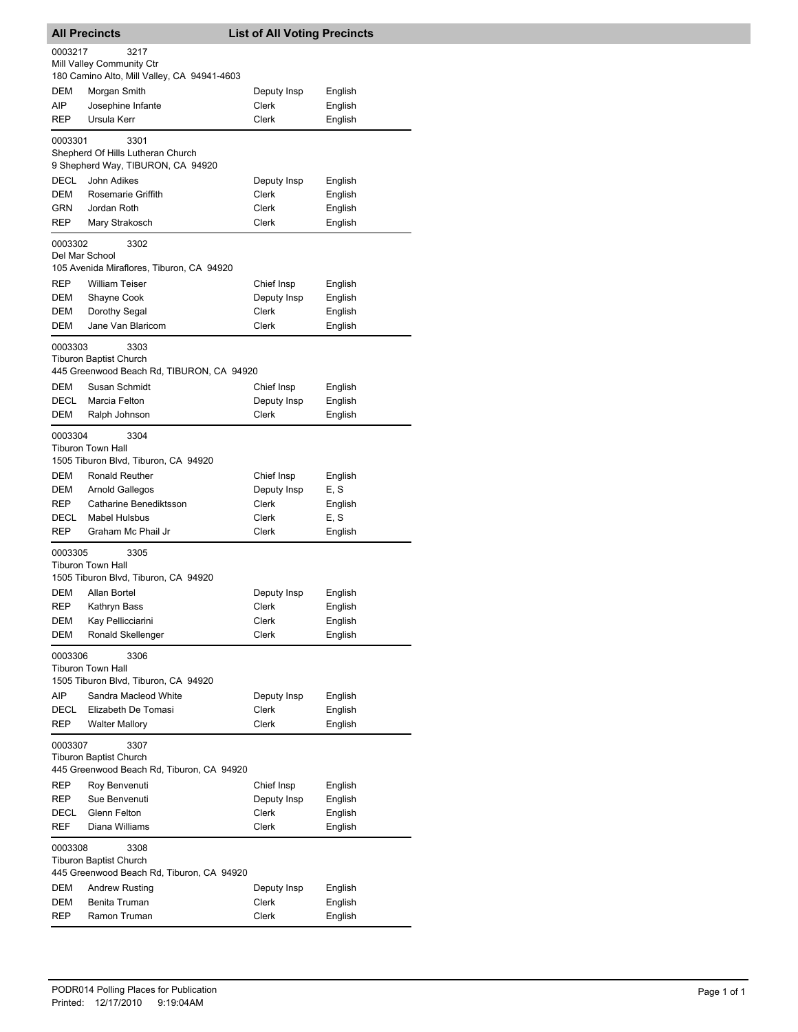## All Precincts — List of All Voting Precincts

**0003217** 3217
Mill Valley Community Ctr
180 Camino Alto, Mill Valley, CA 94941-4603

| | | | |
|---|---|---|---|
| DEM | Morgan Smith | Deputy Insp | English |
| AIP | Josephine Infante | Clerk | English |
| REP | Ursula Kerr | Clerk | English |

**0003301** 3301
Shepherd Of Hills Lutheran Church
9 Shepherd Way, TIBURON, CA 94920

| | | | |
|---|---|---|---|
| DECL | John Adikes | Deputy Insp | English |
| DEM | Rosemarie Griffith | Clerk | English |
| GRN | Jordan Roth | Clerk | English |
| REP | Mary Strakosch | Clerk | English |

**0003302** 3302
Del Mar School
105 Avenida Miraflores, Tiburon, CA 94920

| | | | |
|---|---|---|---|
| REP | William Teiser | Chief Insp | English |
| DEM | Shayne Cook | Deputy Insp | English |
| DEM | Dorothy Segal | Clerk | English |
| DEM | Jane Van Blaricom | Clerk | English |

**0003303** 3303
Tiburon Baptist Church
445 Greenwood Beach Rd, TIBURON, CA 94920

| | | | |
|---|---|---|---|
| DEM | Susan Schmidt | Chief Insp | English |
| DECL | Marcia Felton | Deputy Insp | English |
| DEM | Ralph Johnson | Clerk | English |

**0003304** 3304
Tiburon Town Hall
1505 Tiburon Blvd, Tiburon, CA 94920

| | | | |
|---|---|---|---|
| DEM | Ronald Reuther | Chief Insp | English |
| DEM | Arnold Gallegos | Deputy Insp | E, S |
| REP | Catharine Benediktsson | Clerk | English |
| DECL | Mabel Hulsbus | Clerk | E, S |
| REP | Graham Mc Phail Jr | Clerk | English |

**0003305** 3305
Tiburon Town Hall
1505 Tiburon Blvd, Tiburon, CA 94920

| | | | |
|---|---|---|---|
| DEM | Allan Bortel | Deputy Insp | English |
| REP | Kathryn Bass | Clerk | English |
| DEM | Kay Pellicciarini | Clerk | English |
| DEM | Ronald Skellenger | Clerk | English |

**0003306** 3306
Tiburon Town Hall
1505 Tiburon Blvd, Tiburon, CA 94920

| | | | |
|---|---|---|---|
| AIP | Sandra Macleod White | Deputy Insp | English |
| DECL | Elizabeth De Tomasi | Clerk | English |
| REP | Walter Mallory | Clerk | English |

**0003307** 3307
Tiburon Baptist Church
445 Greenwood Beach Rd, Tiburon, CA 94920

| | | | |
|---|---|---|---|
| REP | Roy Benvenuti | Chief Insp | English |
| REP | Sue Benvenuti | Deputy Insp | English |
| DECL | Glenn Felton | Clerk | English |
| REF | Diana Williams | Clerk | English |

**0003308** 3308
Tiburon Baptist Church
445 Greenwood Beach Rd, Tiburon, CA 94920

| | | | |
|---|---|---|---|
| DEM | Andrew Rusting | Deputy Insp | English |
| DEM | Benita Truman | Clerk | English |
| REP | Ramon Truman | Clerk | English |

PODR014 Polling Places for Publication
Printed: 12/17/2010 9:19:04AM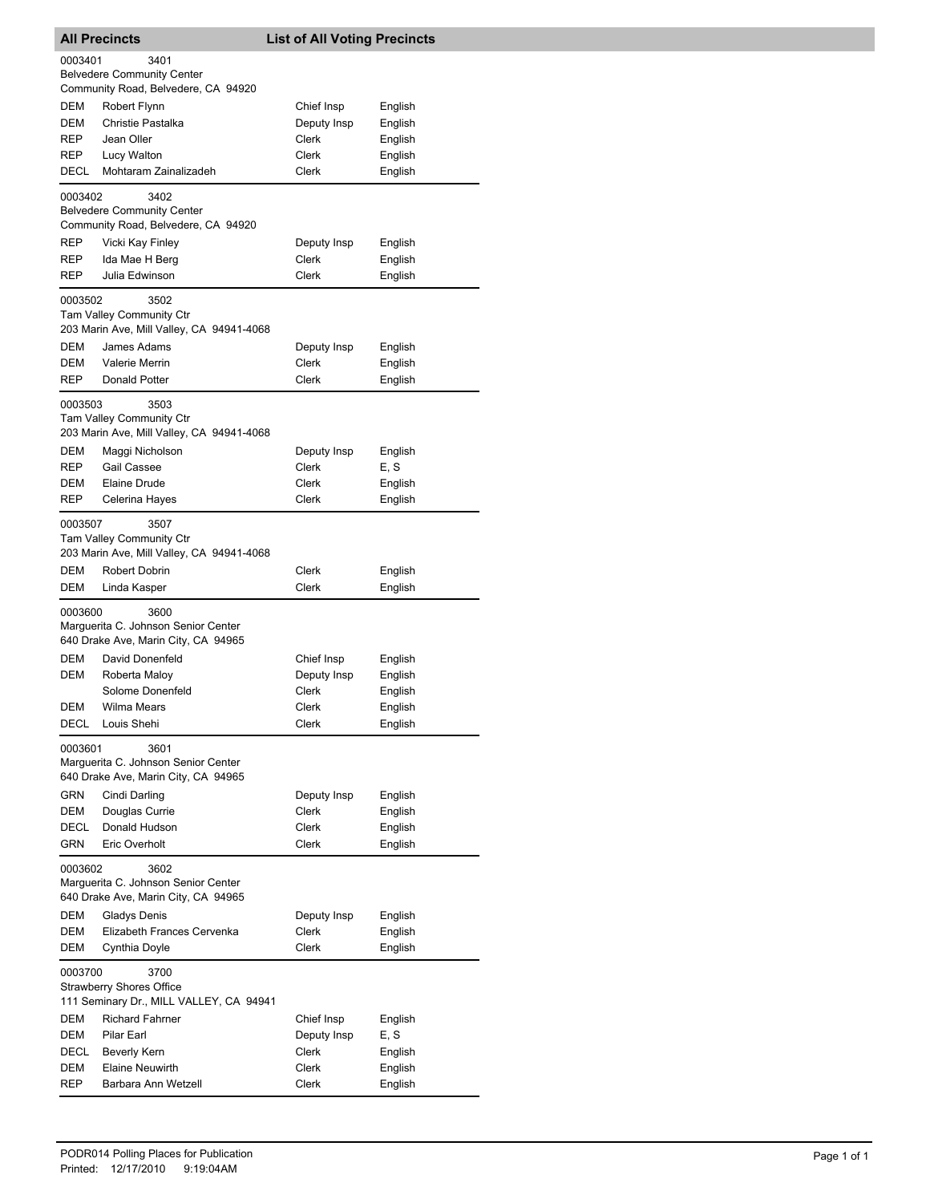## All Precincts — List of All Voting Precincts

**0003401** 3401
Belvedere Community Center
Community Road, Belvedere, CA 94920

| Party | Name | Position | Language |
|---|---|---|---|
| DEM | Robert Flynn | Chief Insp | English |
| DEM | Christie Pastalka | Deputy Insp | English |
| REP | Jean Oller | Clerk | English |
| REP | Lucy Walton | Clerk | English |
| DECL | Mohtaram Zainalizadeh | Clerk | English |

**0003402** 3402
Belvedere Community Center
Community Road, Belvedere, CA 94920

| Party | Name | Position | Language |
|---|---|---|---|
| REP | Vicki Kay Finley | Deputy Insp | English |
| REP | Ida Mae H Berg | Clerk | English |
| REP | Julia Edwinson | Clerk | English |

**0003502** 3502
Tam Valley Community Ctr
203 Marin Ave, Mill Valley, CA 94941-4068

| Party | Name | Position | Language |
|---|---|---|---|
| DEM | James Adams | Deputy Insp | English |
| DEM | Valerie Merrin | Clerk | English |
| REP | Donald Potter | Clerk | English |

**0003503** 3503
Tam Valley Community Ctr
203 Marin Ave, Mill Valley, CA 94941-4068

| Party | Name | Position | Language |
|---|---|---|---|
| DEM | Maggi Nicholson | Deputy Insp | English |
| REP | Gail Cassee | Clerk | E, S |
| DEM | Elaine Drude | Clerk | English |
| REP | Celerina Hayes | Clerk | English |

**0003507** 3507
Tam Valley Community Ctr
203 Marin Ave, Mill Valley, CA 94941-4068

| Party | Name | Position | Language |
|---|---|---|---|
| DEM | Robert Dobrin | Clerk | English |
| DEM | Linda Kasper | Clerk | English |

**0003600** 3600
Marguerita C. Johnson Senior Center
640 Drake Ave, Marin City, CA 94965

| Party | Name | Position | Language |
|---|---|---|---|
| DEM | David Donenfeld | Chief Insp | English |
| DEM | Roberta Maloy | Deputy Insp | English |
| | Solome Donenfeld | Clerk | English |
| DEM | Wilma Mears | Clerk | English |
| DECL | Louis Shehi | Clerk | English |

**0003601** 3601
Marguerita C. Johnson Senior Center
640 Drake Ave, Marin City, CA 94965

| Party | Name | Position | Language |
|---|---|---|---|
| GRN | Cindi Darling | Deputy Insp | English |
| DEM | Douglas Currie | Clerk | English |
| DECL | Donald Hudson | Clerk | English |
| GRN | Eric Overholt | Clerk | English |

**0003602** 3602
Marguerita C. Johnson Senior Center
640 Drake Ave, Marin City, CA 94965

| Party | Name | Position | Language |
|---|---|---|---|
| DEM | Gladys Denis | Deputy Insp | English |
| DEM | Elizabeth Frances Cervenka | Clerk | English |
| DEM | Cynthia Doyle | Clerk | English |

**0003700** 3700
Strawberry Shores Office
111 Seminary Dr., MILL VALLEY, CA 94941

| Party | Name | Position | Language |
|---|---|---|---|
| DEM | Richard Fahrner | Chief Insp | English |
| DEM | Pilar Earl | Deputy Insp | E, S |
| DECL | Beverly Kern | Clerk | English |
| DEM | Elaine Neuwirth | Clerk | English |
| REP | Barbara Ann Wetzell | Clerk | English |

PODR014 Polling Places for Publication
Printed: 12/17/2010 9:19:04AM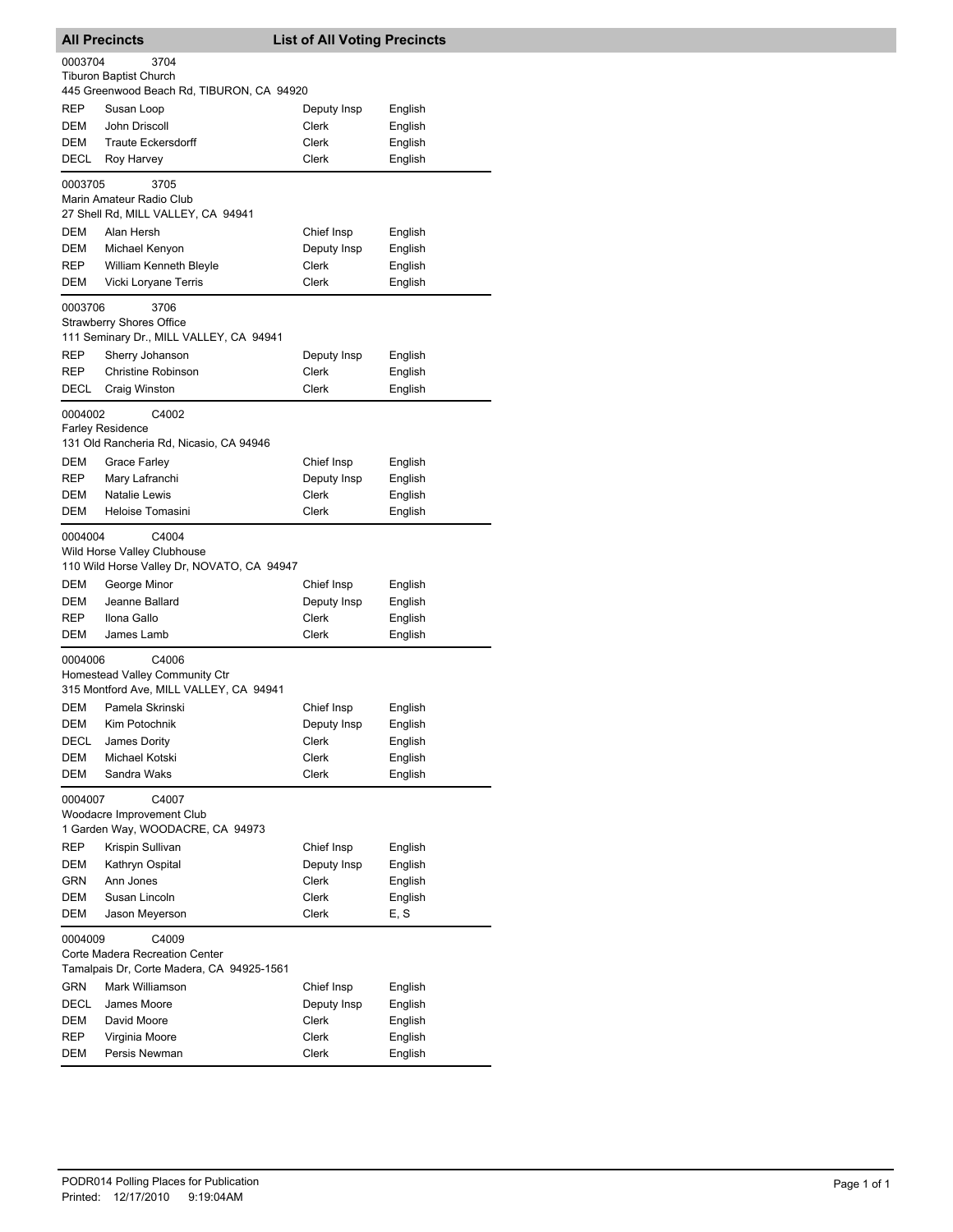## All Precincts — List of All Voting Precincts

**0003704** 3704
Tiburon Baptist Church
445 Greenwood Beach Rd, TIBURON, CA 94920

| | | | |
|---|---|---|---|
| REP | Susan Loop | Deputy Insp | English |
| DEM | John Driscoll | Clerk | English |
| DEM | Traute Eckersdorff | Clerk | English |
| DECL | Roy Harvey | Clerk | English |

**0003705** 3705
Marin Amateur Radio Club
27 Shell Rd, MILL VALLEY, CA 94941

| | | | |
|---|---|---|---|
| DEM | Alan Hersh | Chief Insp | English |
| DEM | Michael Kenyon | Deputy Insp | English |
| REP | William Kenneth Bleyle | Clerk | English |
| DEM | Vicki Loryane Terris | Clerk | English |

**0003706** 3706
Strawberry Shores Office
111 Seminary Dr., MILL VALLEY, CA 94941

| | | | |
|---|---|---|---|
| REP | Sherry Johanson | Deputy Insp | English |
| REP | Christine Robinson | Clerk | English |
| DECL | Craig Winston | Clerk | English |

**0004002** C4002
Farley Residence
131 Old Rancheria Rd, Nicasio, CA 94946

| | | | |
|---|---|---|---|
| DEM | Grace Farley | Chief Insp | English |
| REP | Mary Lafranchi | Deputy Insp | English |
| DEM | Natalie Lewis | Clerk | English |
| DEM | Heloise Tomasini | Clerk | English |

**0004004** C4004
Wild Horse Valley Clubhouse
110 Wild Horse Valley Dr, NOVATO, CA 94947

| | | | |
|---|---|---|---|
| DEM | George Minor | Chief Insp | English |
| DEM | Jeanne Ballard | Deputy Insp | English |
| REP | Ilona Gallo | Clerk | English |
| DEM | James Lamb | Clerk | English |

**0004006** C4006
Homestead Valley Community Ctr
315 Montford Ave, MILL VALLEY, CA 94941

| | | | |
|---|---|---|---|
| DEM | Pamela Skrinski | Chief Insp | English |
| DEM | Kim Potochnik | Deputy Insp | English |
| DECL | James Dority | Clerk | English |
| DEM | Michael Kotski | Clerk | English |
| DEM | Sandra Waks | Clerk | English |

**0004007** C4007
Woodacre Improvement Club
1 Garden Way, WOODACRE, CA 94973

| | | | |
|---|---|---|---|
| REP | Krispin Sullivan | Chief Insp | English |
| DEM | Kathryn Ospital | Deputy Insp | English |
| GRN | Ann Jones | Clerk | English |
| DEM | Susan Lincoln | Clerk | English |
| DEM | Jason Meyerson | Clerk | E, S |

**0004009** C4009
Corte Madera Recreation Center
Tamalpais Dr, Corte Madera, CA 94925-1561

| | | | |
|---|---|---|---|
| GRN | Mark Williamson | Chief Insp | English |
| DECL | James Moore | Deputy Insp | English |
| DEM | David Moore | Clerk | English |
| REP | Virginia Moore | Clerk | English |
| DEM | Persis Newman | Clerk | English |

PODR014 Polling Places for Publication
Printed: 12/17/2010 9:19:04AM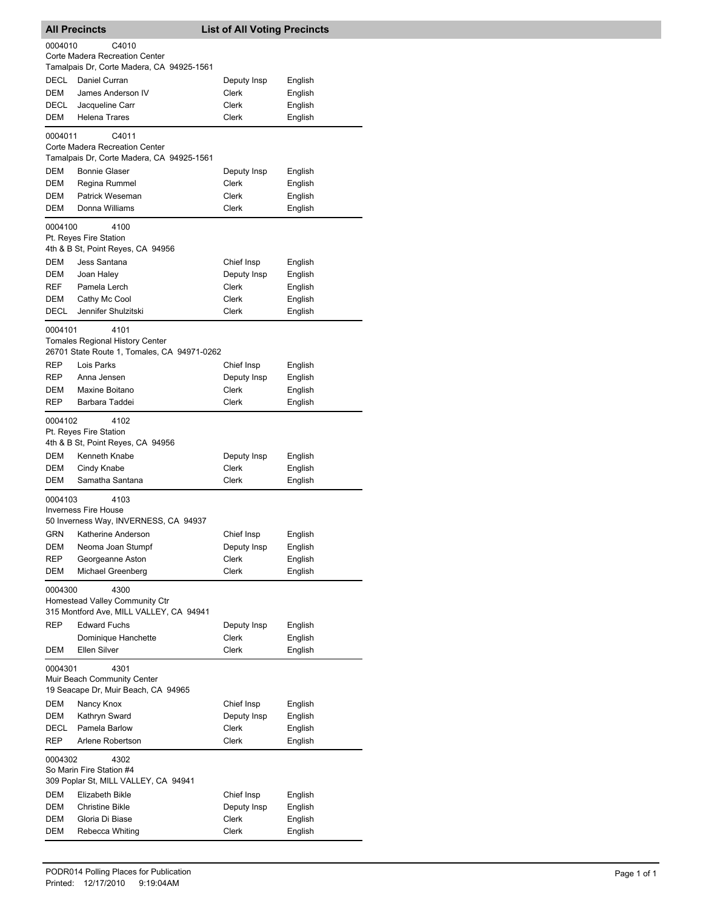## All Precincts — List of All Voting Precincts

**0004010 C4010**
Corte Madera Recreation Center
Tamalpais Dr, Corte Madera, CA 94925-1561

| Party | Name | Position | Language |
|---|---|---|---|
| DECL | Daniel Curran | Deputy Insp | English |
| DEM | James Anderson IV | Clerk | English |
| DECL | Jacqueline Carr | Clerk | English |
| DEM | Helena Trares | Clerk | English |

**0004011 C4011**
Corte Madera Recreation Center
Tamalpais Dr, Corte Madera, CA 94925-1561

| Party | Name | Position | Language |
|---|---|---|---|
| DEM | Bonnie Glaser | Deputy Insp | English |
| DEM | Regina Rummel | Clerk | English |
| DEM | Patrick Weseman | Clerk | English |
| DEM | Donna Williams | Clerk | English |

**0004100 4100**
Pt. Reyes Fire Station
4th & B St, Point Reyes, CA 94956

| Party | Name | Position | Language |
|---|---|---|---|
| DEM | Jess Santana | Chief Insp | English |
| DEM | Joan Haley | Deputy Insp | English |
| REF | Pamela Lerch | Clerk | English |
| DEM | Cathy Mc Cool | Clerk | English |
| DECL | Jennifer Shulzitski | Clerk | English |

**0004101 4101**
Tomales Regional History Center
26701 State Route 1, Tomales, CA 94971-0262

| Party | Name | Position | Language |
|---|---|---|---|
| REP | Lois Parks | Chief Insp | English |
| REP | Anna Jensen | Deputy Insp | English |
| DEM | Maxine Boitano | Clerk | English |
| REP | Barbara Taddei | Clerk | English |

**0004102 4102**
Pt. Reyes Fire Station
4th & B St, Point Reyes, CA 94956

| Party | Name | Position | Language |
|---|---|---|---|
| DEM | Kenneth Knabe | Deputy Insp | English |
| DEM | Cindy Knabe | Clerk | English |
| DEM | Samatha Santana | Clerk | English |

**0004103 4103**
Inverness Fire House
50 Inverness Way, INVERNESS, CA 94937

| Party | Name | Position | Language |
|---|---|---|---|
| GRN | Katherine Anderson | Chief Insp | English |
| DEM | Neoma Joan Stumpf | Deputy Insp | English |
| REP | Georgeanne Aston | Clerk | English |
| DEM | Michael Greenberg | Clerk | English |

**0004300 4300**
Homestead Valley Community Ctr
315 Montford Ave, MILL VALLEY, CA 94941

| Party | Name | Position | Language |
|---|---|---|---|
| REP | Edward Fuchs | Deputy Insp | English |
| | Dominique Hanchette | Clerk | English |
| DEM | Ellen Silver | Clerk | English |

**0004301 4301**
Muir Beach Community Center
19 Seacape Dr, Muir Beach, CA 94965

| Party | Name | Position | Language |
|---|---|---|---|
| DEM | Nancy Knox | Chief Insp | English |
| DEM | Kathryn Sward | Deputy Insp | English |
| DECL | Pamela Barlow | Clerk | English |
| REP | Arlene Robertson | Clerk | English |

**0004302 4302**
So Marin Fire Station #4
309 Poplar St, MILL VALLEY, CA 94941

| Party | Name | Position | Language |
|---|---|---|---|
| DEM | Elizabeth Bikle | Chief Insp | English |
| DEM | Christine Bikle | Deputy Insp | English |
| DEM | Gloria Di Biase | Clerk | English |
| DEM | Rebecca Whiting | Clerk | English |

PODR014 Polling Places for Publication
Printed: 12/17/2010 9:19:04AM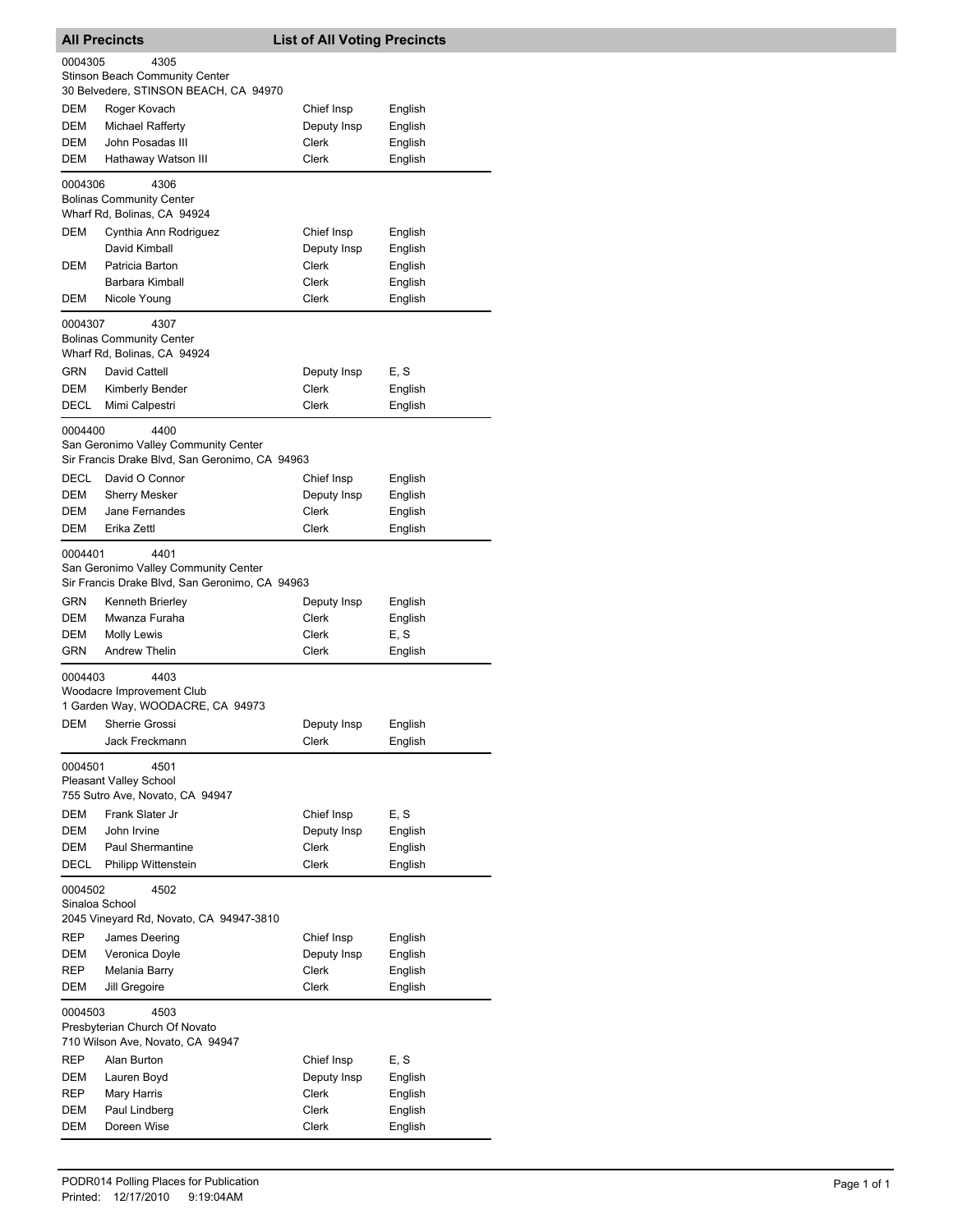## All Precincts — List of All Voting Precincts

0004305 4305
Stinson Beach Community Center
30 Belvedere, STINSON BEACH, CA 94970

| | | | |
|---|---|---|---|
| DEM | Roger Kovach | Chief Insp | English |
| DEM | Michael Rafferty | Deputy Insp | English |
| DEM | John Posadas III | Clerk | English |
| DEM | Hathaway Watson III | Clerk | English |

0004306 4306
Bolinas Community Center
Wharf Rd, Bolinas, CA 94924

| | | | |
|---|---|---|---|
| DEM | Cynthia Ann Rodriguez | Chief Insp | English |
| | David Kimball | Deputy Insp | English |
| DEM | Patricia Barton | Clerk | English |
| | Barbara Kimball | Clerk | English |
| DEM | Nicole Young | Clerk | English |

0004307 4307
Bolinas Community Center
Wharf Rd, Bolinas, CA 94924

| | | | |
|---|---|---|---|
| GRN | David Cattell | Deputy Insp | E, S |
| DEM | Kimberly Bender | Clerk | English |
| DECL | Mimi Calpestri | Clerk | English |

0004400 4400
San Geronimo Valley Community Center
Sir Francis Drake Blvd, San Geronimo, CA 94963

| | | | |
|---|---|---|---|
| DECL | David O Connor | Chief Insp | English |
| DEM | Sherry Mesker | Deputy Insp | English |
| DEM | Jane Fernandes | Clerk | English |
| DEM | Erika Zettl | Clerk | English |

0004401 4401
San Geronimo Valley Community Center
Sir Francis Drake Blvd, San Geronimo, CA 94963

| | | | |
|---|---|---|---|
| GRN | Kenneth Brierley | Deputy Insp | English |
| DEM | Mwanza Furaha | Clerk | English |
| DEM | Molly Lewis | Clerk | E, S |
| GRN | Andrew Thelin | Clerk | English |

0004403 4403
Woodacre Improvement Club
1 Garden Way, WOODACRE, CA 94973

| | | | |
|---|---|---|---|
| DEM | Sherrie Grossi | Deputy Insp | English |
| | Jack Freckmann | Clerk | English |

0004501 4501
Pleasant Valley School
755 Sutro Ave, Novato, CA 94947

| | | | |
|---|---|---|---|
| DEM | Frank Slater Jr | Chief Insp | E, S |
| DEM | John Irvine | Deputy Insp | English |
| DEM | Paul Shermantine | Clerk | English |
| DECL | Philipp Wittenstein | Clerk | English |

0004502 4502
Sinaloa School
2045 Vineyard Rd, Novato, CA 94947-3810

| | | | |
|---|---|---|---|
| REP | James Deering | Chief Insp | English |
| DEM | Veronica Doyle | Deputy Insp | English |
| REP | Melania Barry | Clerk | English |
| DEM | Jill Gregoire | Clerk | English |

0004503 4503
Presbyterian Church Of Novato
710 Wilson Ave, Novato, CA 94947

| | | | |
|---|---|---|---|
| REP | Alan Burton | Chief Insp | E, S |
| DEM | Lauren Boyd | Deputy Insp | English |
| REP | Mary Harris | Clerk | English |
| DEM | Paul Lindberg | Clerk | English |
| DEM | Doreen Wise | Clerk | English |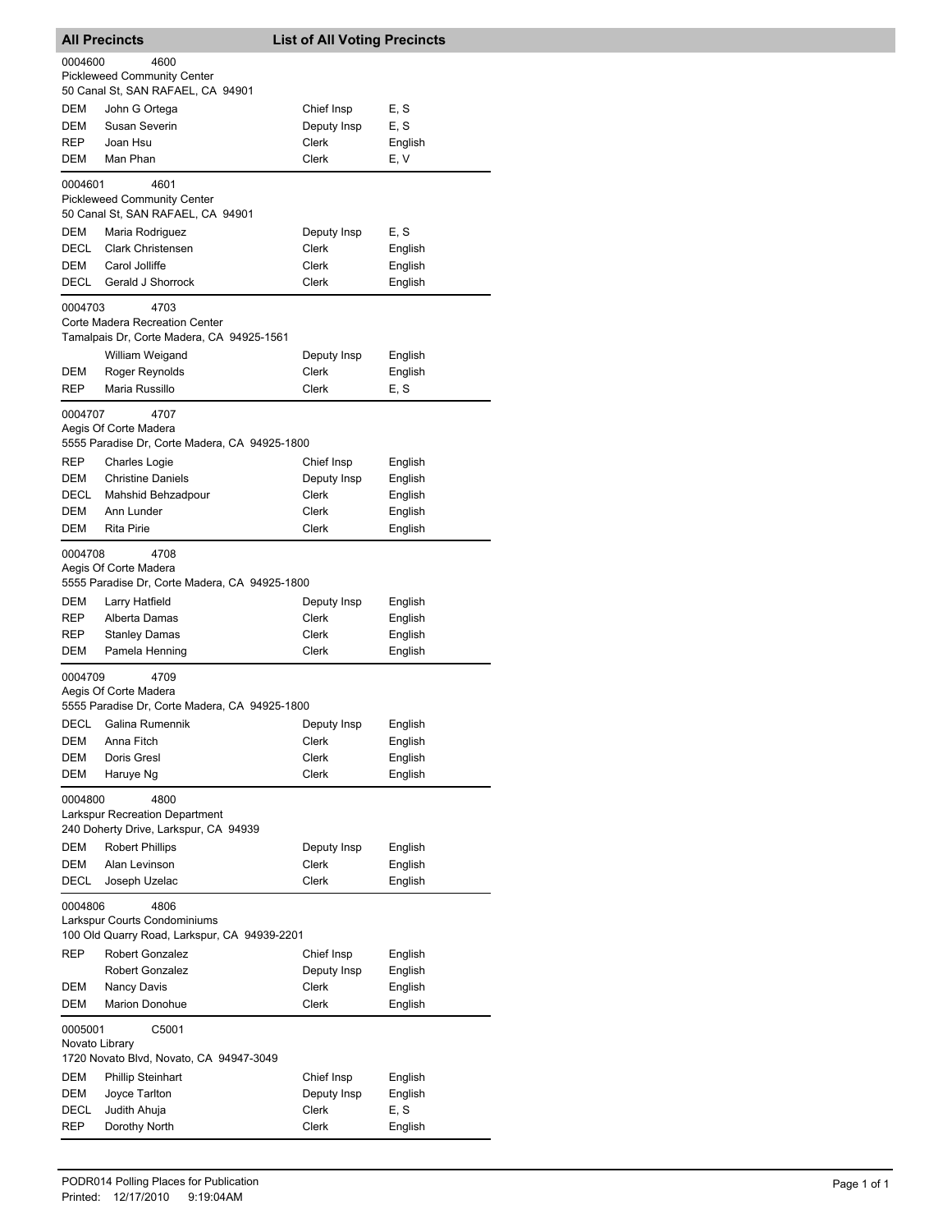## All Precincts — List of All Voting Precincts

**0004600** 4600
Pickleweed Community Center
50 Canal St, SAN RAFAEL, CA 94901

| Party | Name | Position | Language |
|---|---|---|---|
| DEM | John G Ortega | Chief Insp | E, S |
| DEM | Susan Severin | Deputy Insp | E, S |
| REP | Joan Hsu | Clerk | English |
| DEM | Man Phan | Clerk | E, V |

**0004601** 4601
Pickleweed Community Center
50 Canal St, SAN RAFAEL, CA 94901

| Party | Name | Position | Language |
|---|---|---|---|
| DEM | Maria Rodriguez | Deputy Insp | E, S |
| DECL | Clark Christensen | Clerk | English |
| DEM | Carol Jolliffe | Clerk | English |
| DECL | Gerald J Shorrock | Clerk | English |

**0004703** 4703
Corte Madera Recreation Center
Tamalpais Dr, Corte Madera, CA 94925-1561

| Party | Name | Position | Language |
|---|---|---|---|
| | William Weigand | Deputy Insp | English |
| DEM | Roger Reynolds | Clerk | English |
| REP | Maria Russillo | Clerk | E, S |

**0004707** 4707
Aegis Of Corte Madera
5555 Paradise Dr, Corte Madera, CA 94925-1800

| Party | Name | Position | Language |
|---|---|---|---|
| REP | Charles Logie | Chief Insp | English |
| DEM | Christine Daniels | Deputy Insp | English |
| DECL | Mahshid Behzadpour | Clerk | English |
| DEM | Ann Lunder | Clerk | English |
| DEM | Rita Pirie | Clerk | English |

**0004708** 4708
Aegis Of Corte Madera
5555 Paradise Dr, Corte Madera, CA 94925-1800

| Party | Name | Position | Language |
|---|---|---|---|
| DEM | Larry Hatfield | Deputy Insp | English |
| REP | Alberta Damas | Clerk | English |
| REP | Stanley Damas | Clerk | English |
| DEM | Pamela Henning | Clerk | English |

**0004709** 4709
Aegis Of Corte Madera
5555 Paradise Dr, Corte Madera, CA 94925-1800

| Party | Name | Position | Language |
|---|---|---|---|
| DECL | Galina Rumennik | Deputy Insp | English |
| DEM | Anna Fitch | Clerk | English |
| DEM | Doris Gresl | Clerk | English |
| DEM | Haruye Ng | Clerk | English |

**0004800** 4800
Larkspur Recreation Department
240 Doherty Drive, Larkspur, CA 94939

| Party | Name | Position | Language |
|---|---|---|---|
| DEM | Robert Phillips | Deputy Insp | English |
| DEM | Alan Levinson | Clerk | English |
| DECL | Joseph Uzelac | Clerk | English |

**0004806** 4806
Larkspur Courts Condominiums
100 Old Quarry Road, Larkspur, CA 94939-2201

| Party | Name | Position | Language |
|---|---|---|---|
| REP | Robert Gonzalez | Chief Insp | English |
| | Robert Gonzalez | Deputy Insp | English |
| DEM | Nancy Davis | Clerk | English |
| DEM | Marion Donohue | Clerk | English |

**0005001** C5001
Novato Library
1720 Novato Blvd, Novato, CA 94947-3049

| Party | Name | Position | Language |
|---|---|---|---|
| DEM | Phillip Steinhart | Chief Insp | English |
| DEM | Joyce Tarlton | Deputy Insp | English |
| DECL | Judith Ahuja | Clerk | E, S |
| REP | Dorothy North | Clerk | English |

PODR014 Polling Places for Publication
Printed: 12/17/2010 9:19:04AM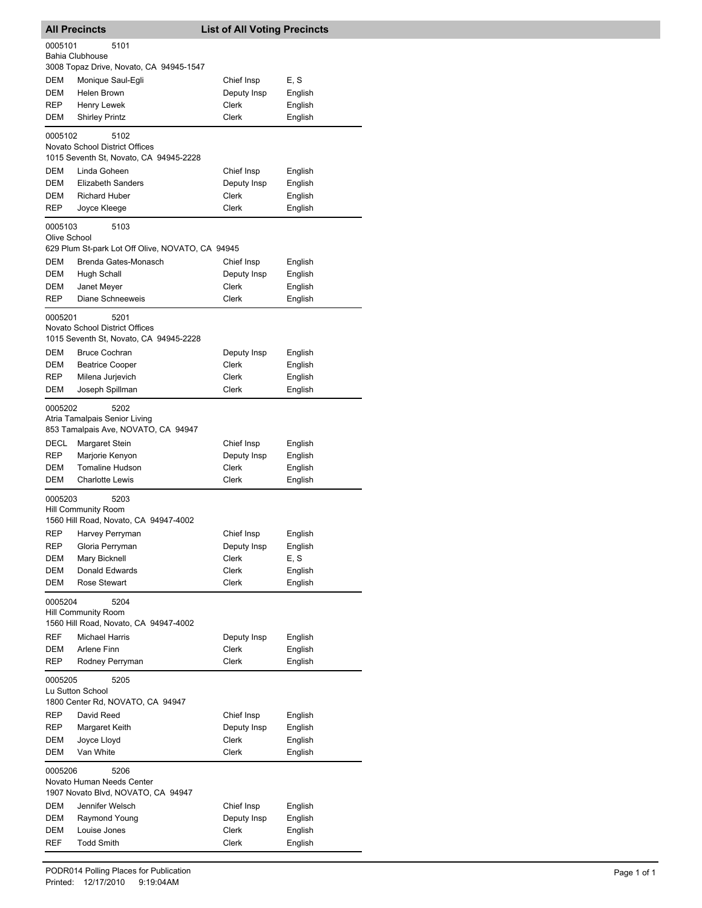## All Precincts — List of All Voting Precincts

**0005101 — 5101**
Bahia Clubhouse
3008 Topaz Drive, Novato, CA 94945-1547

| Party | Name | Position | Language |
|---|---|---|---|
| DEM | Monique Saul-Egli | Chief Insp | E, S |
| DEM | Helen Brown | Deputy Insp | English |
| REP | Henry Lewek | Clerk | English |
| DEM | Shirley Printz | Clerk | English |

**0005102 — 5102**
Novato School District Offices
1015 Seventh St, Novato, CA 94945-2228

| Party | Name | Position | Language |
|---|---|---|---|
| DEM | Linda Goheen | Chief Insp | English |
| DEM | Elizabeth Sanders | Deputy Insp | English |
| DEM | Richard Huber | Clerk | English |
| REP | Joyce Kleege | Clerk | English |

**0005103 — 5103**
Olive School
629 Plum St-park Lot Off Olive, NOVATO, CA 94945

| Party | Name | Position | Language |
|---|---|---|---|
| DEM | Brenda Gates-Monasch | Chief Insp | English |
| DEM | Hugh Schall | Deputy Insp | English |
| DEM | Janet Meyer | Clerk | English |
| REP | Diane Schneeweis | Clerk | English |

**0005201 — 5201**
Novato School District Offices
1015 Seventh St, Novato, CA 94945-2228

| Party | Name | Position | Language |
|---|---|---|---|
| DEM | Bruce Cochran | Deputy Insp | English |
| DEM | Beatrice Cooper | Clerk | English |
| REP | Milena Jurjevich | Clerk | English |
| DEM | Joseph Spillman | Clerk | English |

**0005202 — 5202**
Atria Tamalpais Senior Living
853 Tamalpais Ave, NOVATO, CA 94947

| Party | Name | Position | Language |
|---|---|---|---|
| DECL | Margaret Stein | Chief Insp | English |
| REP | Marjorie Kenyon | Deputy Insp | English |
| DEM | Tomaline Hudson | Clerk | English |
| DEM | Charlotte Lewis | Clerk | English |

**0005203 — 5203**
Hill Community Room
1560 Hill Road, Novato, CA 94947-4002

| Party | Name | Position | Language |
|---|---|---|---|
| REP | Harvey Perryman | Chief Insp | English |
| REP | Gloria Perryman | Deputy Insp | English |
| DEM | Mary Bicknell | Clerk | E, S |
| DEM | Donald Edwards | Clerk | English |
| DEM | Rose Stewart | Clerk | English |

**0005204 — 5204**
Hill Community Room
1560 Hill Road, Novato, CA 94947-4002

| Party | Name | Position | Language |
|---|---|---|---|
| REF | Michael Harris | Deputy Insp | English |
| DEM | Arlene Finn | Clerk | English |
| REP | Rodney Perryman | Clerk | English |

**0005205 — 5205**
Lu Sutton School
1800 Center Rd, NOVATO, CA 94947

| Party | Name | Position | Language |
|---|---|---|---|
| REP | David Reed | Chief Insp | English |
| REP | Margaret Keith | Deputy Insp | English |
| DEM | Joyce Lloyd | Clerk | English |
| DEM | Van White | Clerk | English |

**0005206 — 5206**
Novato Human Needs Center
1907 Novato Blvd, NOVATO, CA 94947

| Party | Name | Position | Language |
|---|---|---|---|
| DEM | Jennifer Welsch | Chief Insp | English |
| DEM | Raymond Young | Deputy Insp | English |
| DEM | Louise Jones | Clerk | English |
| REF | Todd Smith | Clerk | English |

PODR014 Polling Places for Publication
Printed: 12/17/2010 9:19:04AM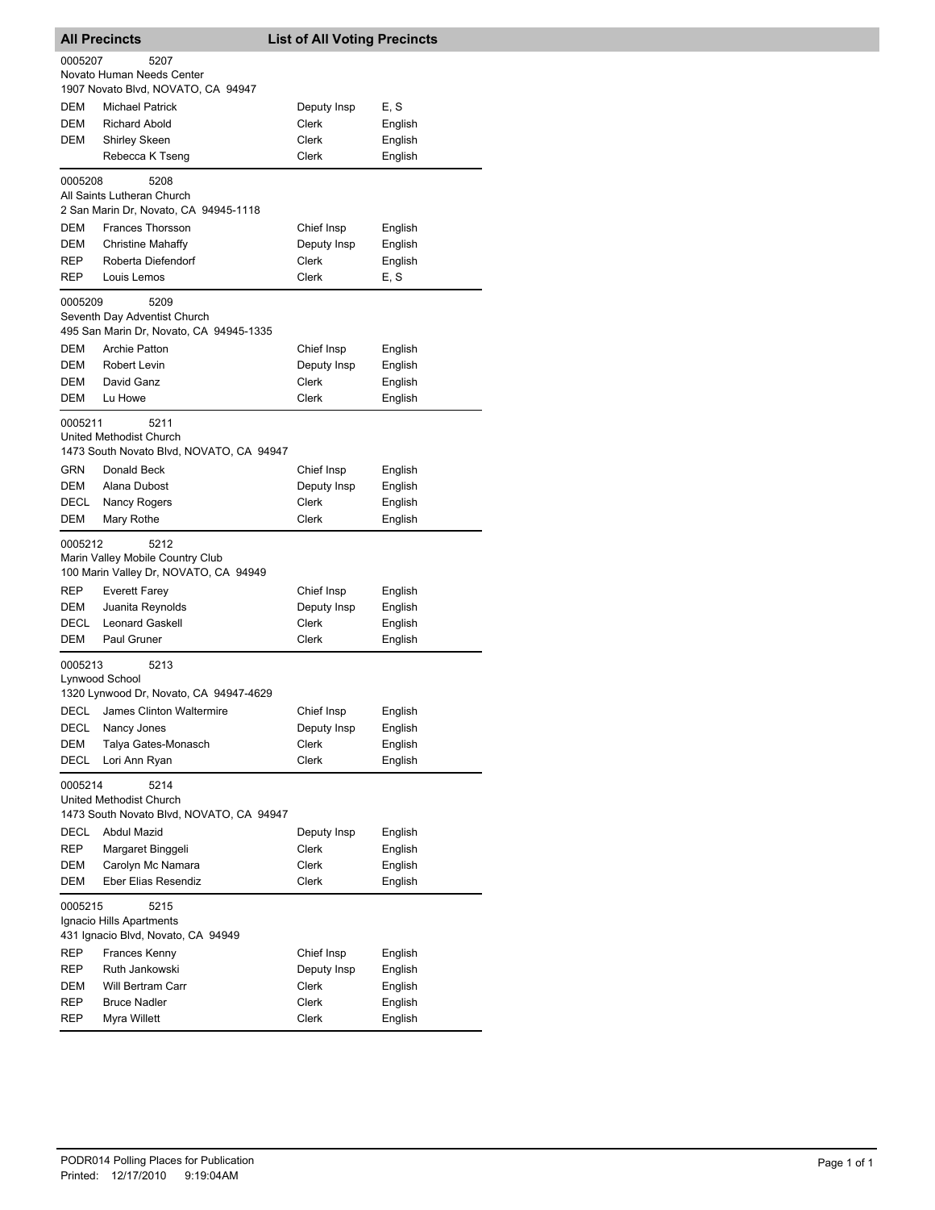## All Precincts — List of All Voting Precincts

**0005207 — 5207**
Novato Human Needs Center
1907 Novato Blvd, NOVATO, CA 94947

| Party | Name | Position | Language |
|---|---|---|---|
| DEM | Michael Patrick | Deputy Insp | E, S |
| DEM | Richard Abold | Clerk | English |
| DEM | Shirley Skeen | Clerk | English |
| | Rebecca K Tseng | Clerk | English |

**0005208 — 5208**
All Saints Lutheran Church
2 San Marin Dr, Novato, CA 94945-1118

| Party | Name | Position | Language |
|---|---|---|---|
| DEM | Frances Thorsson | Chief Insp | English |
| DEM | Christine Mahaffy | Deputy Insp | English |
| REP | Roberta Diefendorf | Clerk | English |
| REP | Louis Lemos | Clerk | E, S |

**0005209 — 5209**
Seventh Day Adventist Church
495 San Marin Dr, Novato, CA 94945-1335

| Party | Name | Position | Language |
|---|---|---|---|
| DEM | Archie Patton | Chief Insp | English |
| DEM | Robert Levin | Deputy Insp | English |
| DEM | David Ganz | Clerk | English |
| DEM | Lu Howe | Clerk | English |

**0005211 — 5211**
United Methodist Church
1473 South Novato Blvd, NOVATO, CA 94947

| Party | Name | Position | Language |
|---|---|---|---|
| GRN | Donald Beck | Chief Insp | English |
| DEM | Alana Dubost | Deputy Insp | English |
| DECL | Nancy Rogers | Clerk | English |
| DEM | Mary Rothe | Clerk | English |

**0005212 — 5212**
Marin Valley Mobile Country Club
100 Marin Valley Dr, NOVATO, CA 94949

| Party | Name | Position | Language |
|---|---|---|---|
| REP | Everett Farey | Chief Insp | English |
| DEM | Juanita Reynolds | Deputy Insp | English |
| DECL | Leonard Gaskell | Clerk | English |
| DEM | Paul Gruner | Clerk | English |

**0005213 — 5213**
Lynwood School
1320 Lynwood Dr, Novato, CA 94947-4629

| Party | Name | Position | Language |
|---|---|---|---|
| DECL | James Clinton Waltermire | Chief Insp | English |
| DECL | Nancy Jones | Deputy Insp | English |
| DEM | Talya Gates-Monasch | Clerk | English |
| DECL | Lori Ann Ryan | Clerk | English |

**0005214 — 5214**
United Methodist Church
1473 South Novato Blvd, NOVATO, CA 94947

| Party | Name | Position | Language |
|---|---|---|---|
| DECL | Abdul Mazid | Deputy Insp | English |
| REP | Margaret Binggeli | Clerk | English |
| DEM | Carolyn Mc Namara | Clerk | English |
| DEM | Eber Elias Resendiz | Clerk | English |

**0005215 — 5215**
Ignacio Hills Apartments
431 Ignacio Blvd, Novato, CA 94949

| Party | Name | Position | Language |
|---|---|---|---|
| REP | Frances Kenny | Chief Insp | English |
| REP | Ruth Jankowski | Deputy Insp | English |
| DEM | Will Bertram Carr | Clerk | English |
| REP | Bruce Nadler | Clerk | English |
| REP | Myra Willett | Clerk | English |

PODR014 Polling Places for Publication
Printed: 12/17/2010 9:19:04AM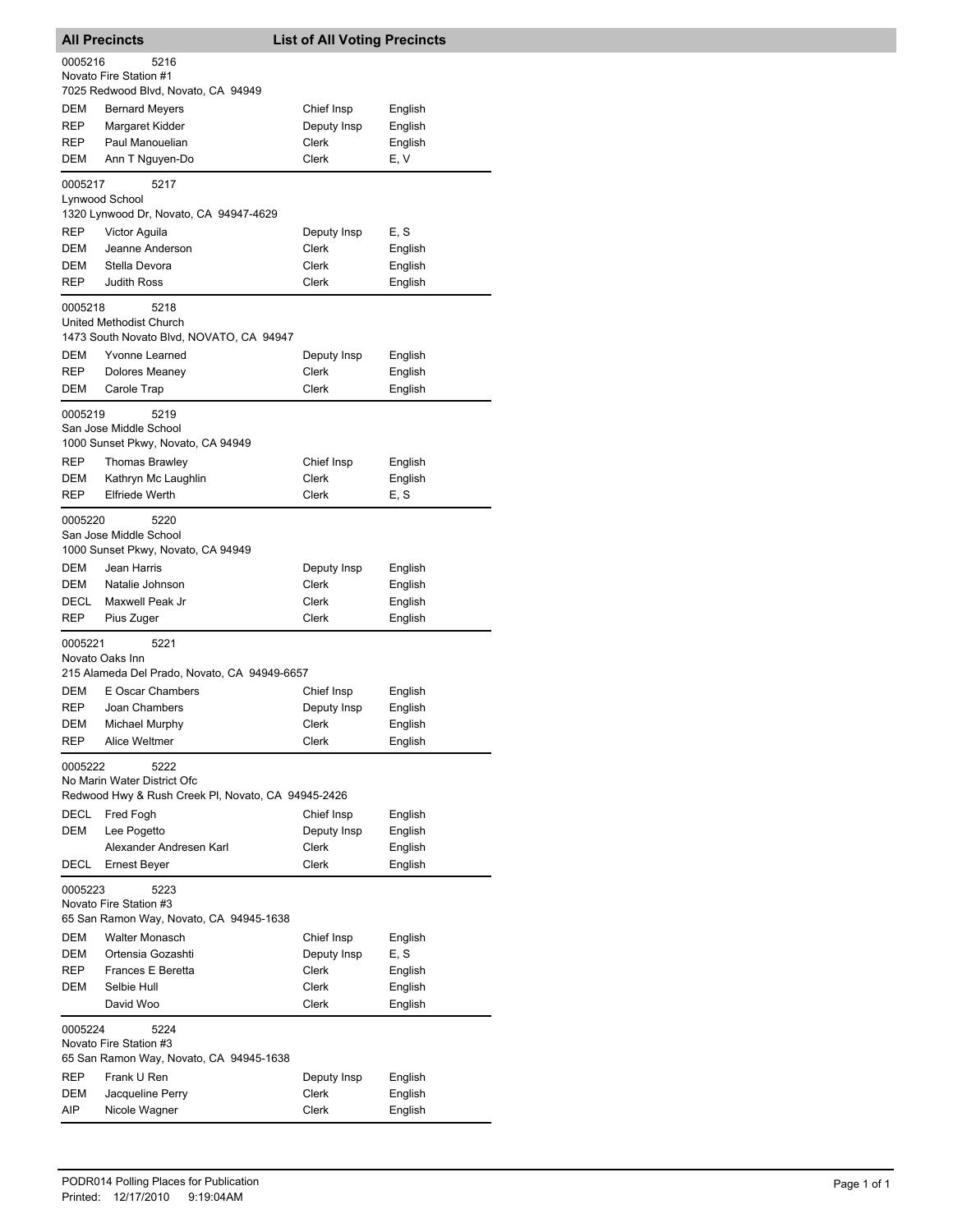## All Precincts — List of All Voting Precincts

**0005216 — 5216**
Novato Fire Station #1
7025 Redwood Blvd, Novato, CA 94949

| Party | Name | Position | Language |
|---|---|---|---|
| DEM | Bernard Meyers | Chief Insp | English |
| REP | Margaret Kidder | Deputy Insp | English |
| REP | Paul Manouelian | Clerk | English |
| DEM | Ann T Nguyen-Do | Clerk | E, V |

**0005217 — 5217**
Lynwood School
1320 Lynwood Dr, Novato, CA 94947-4629

| Party | Name | Position | Language |
|---|---|---|---|
| REP | Victor Aguila | Deputy Insp | E, S |
| DEM | Jeanne Anderson | Clerk | English |
| DEM | Stella Devora | Clerk | English |
| REP | Judith Ross | Clerk | English |

**0005218 — 5218**
United Methodist Church
1473 South Novato Blvd, NOVATO, CA 94947

| Party | Name | Position | Language |
|---|---|---|---|
| DEM | Yvonne Learned | Deputy Insp | English |
| REP | Dolores Meaney | Clerk | English |
| DEM | Carole Trap | Clerk | English |

**0005219 — 5219**
San Jose Middle School
1000 Sunset Pkwy, Novato, CA 94949

| Party | Name | Position | Language |
|---|---|---|---|
| REP | Thomas Brawley | Chief Insp | English |
| DEM | Kathryn Mc Laughlin | Clerk | English |
| REP | Elfriede Werth | Clerk | E, S |

**0005220 — 5220**
San Jose Middle School
1000 Sunset Pkwy, Novato, CA 94949

| Party | Name | Position | Language |
|---|---|---|---|
| DEM | Jean Harris | Deputy Insp | English |
| DEM | Natalie Johnson | Clerk | English |
| DECL | Maxwell Peak Jr | Clerk | English |
| REP | Pius Zuger | Clerk | English |

**0005221 — 5221**
Novato Oaks Inn
215 Alameda Del Prado, Novato, CA 94949-6657

| Party | Name | Position | Language |
|---|---|---|---|
| DEM | E Oscar Chambers | Chief Insp | English |
| REP | Joan Chambers | Deputy Insp | English |
| DEM | Michael Murphy | Clerk | English |
| REP | Alice Weltmer | Clerk | English |

**0005222 — 5222**
No Marin Water District Ofc
Redwood Hwy & Rush Creek Pl, Novato, CA 94945-2426

| Party | Name | Position | Language |
|---|---|---|---|
| DECL | Fred Fogh | Chief Insp | English |
| DEM | Lee Pogetto | Deputy Insp | English |
| | Alexander Andresen Karl | Clerk | English |
| DECL | Ernest Beyer | Clerk | English |

**0005223 — 5223**
Novato Fire Station #3
65 San Ramon Way, Novato, CA 94945-1638

| Party | Name | Position | Language |
|---|---|---|---|
| DEM | Walter Monasch | Chief Insp | English |
| DEM | Ortensia Gozashti | Deputy Insp | E, S |
| REP | Frances E Beretta | Clerk | English |
| DEM | Selbie Hull | Clerk | English |
| | David Woo | Clerk | English |

**0005224 — 5224**
Novato Fire Station #3
65 San Ramon Way, Novato, CA 94945-1638

| Party | Name | Position | Language |
|---|---|---|---|
| REP | Frank U Ren | Deputy Insp | English |
| DEM | Jacqueline Perry | Clerk | English |
| AIP | Nicole Wagner | Clerk | English |

PODR014 Polling Places for Publication
Printed: 12/17/2010 9:19:04AM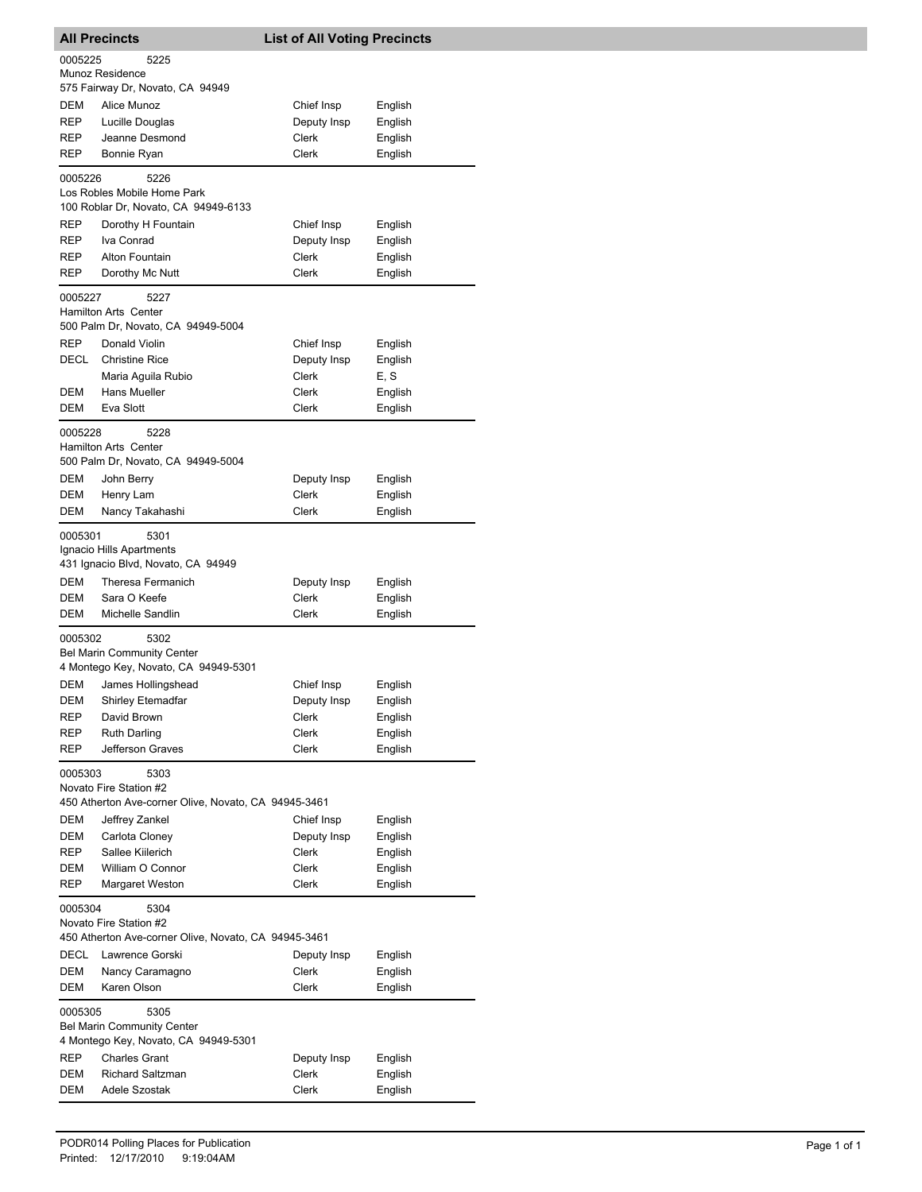## All Precincts — List of All Voting Precincts

**0005225** 5225
Munoz Residence
575 Fairway Dr, Novato, CA 94949

| Party | Name | Position | Language |
|---|---|---|---|
| DEM | Alice Munoz | Chief Insp | English |
| REP | Lucille Douglas | Deputy Insp | English |
| REP | Jeanne Desmond | Clerk | English |
| REP | Bonnie Ryan | Clerk | English |

**0005226** 5226
Los Robles Mobile Home Park
100 Roblar Dr, Novato, CA 94949-6133

| Party | Name | Position | Language |
|---|---|---|---|
| REP | Dorothy H Fountain | Chief Insp | English |
| REP | Iva Conrad | Deputy Insp | English |
| REP | Alton Fountain | Clerk | English |
| REP | Dorothy Mc Nutt | Clerk | English |

**0005227** 5227
Hamilton Arts Center
500 Palm Dr, Novato, CA 94949-5004

| Party | Name | Position | Language |
|---|---|---|---|
| REP | Donald Violin | Chief Insp | English |
| DECL | Christine Rice | Deputy Insp | English |
| | Maria Aguila Rubio | Clerk | E, S |
| DEM | Hans Mueller | Clerk | English |
| DEM | Eva Slott | Clerk | English |

**0005228** 5228
Hamilton Arts Center
500 Palm Dr, Novato, CA 94949-5004

| Party | Name | Position | Language |
|---|---|---|---|
| DEM | John Berry | Deputy Insp | English |
| DEM | Henry Lam | Clerk | English |
| DEM | Nancy Takahashi | Clerk | English |

**0005301** 5301
Ignacio Hills Apartments
431 Ignacio Blvd, Novato, CA 94949

| Party | Name | Position | Language |
|---|---|---|---|
| DEM | Theresa Fermanich | Deputy Insp | English |
| DEM | Sara O Keefe | Clerk | English |
| DEM | Michelle Sandlin | Clerk | English |

**0005302** 5302
Bel Marin Community Center
4 Montego Key, Novato, CA 94949-5301

| Party | Name | Position | Language |
|---|---|---|---|
| DEM | James Hollingshead | Chief Insp | English |
| DEM | Shirley Etemadfar | Deputy Insp | English |
| REP | David Brown | Clerk | English |
| REP | Ruth Darling | Clerk | English |
| REP | Jefferson Graves | Clerk | English |

**0005303** 5303
Novato Fire Station #2
450 Atherton Ave-corner Olive, Novato, CA 94945-3461

| Party | Name | Position | Language |
|---|---|---|---|
| DEM | Jeffrey Zankel | Chief Insp | English |
| DEM | Carlota Cloney | Deputy Insp | English |
| REP | Sallee Kiilerich | Clerk | English |
| DEM | William O Connor | Clerk | English |
| REP | Margaret Weston | Clerk | English |

**0005304** 5304
Novato Fire Station #2
450 Atherton Ave-corner Olive, Novato, CA 94945-3461

| Party | Name | Position | Language |
|---|---|---|---|
| DECL | Lawrence Gorski | Deputy Insp | English |
| DEM | Nancy Caramagno | Clerk | English |
| DEM | Karen Olson | Clerk | English |

**0005305** 5305
Bel Marin Community Center
4 Montego Key, Novato, CA 94949-5301

| Party | Name | Position | Language |
|---|---|---|---|
| REP | Charles Grant | Deputy Insp | English |
| DEM | Richard Saltzman | Clerk | English |
| DEM | Adele Szostak | Clerk | English |

PODR014 Polling Places for Publication
Printed: 12/17/2010 9:19:04AM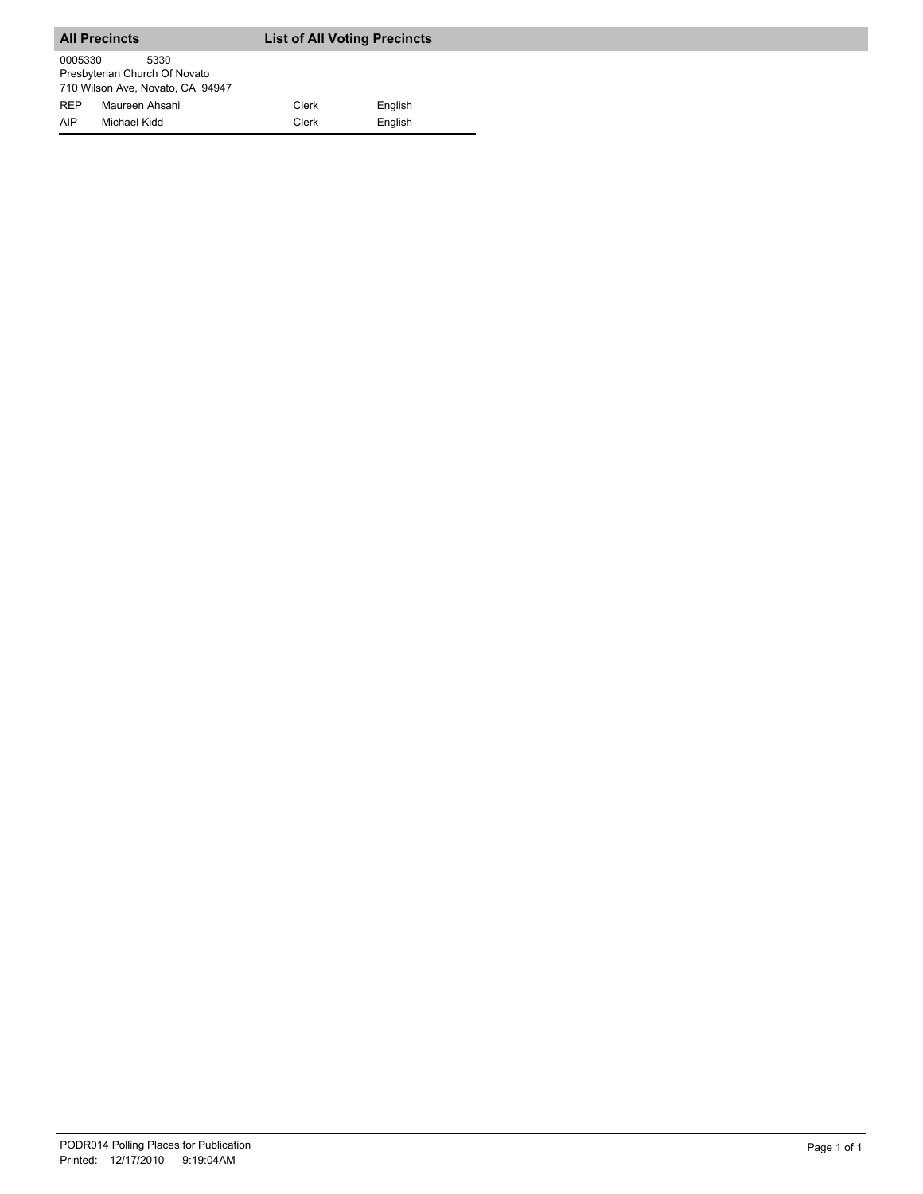## All Precincts — List of All Voting Precincts

0005330 5330
Presbyterian Church Of Novato
710 Wilson Ave, Novato, CA 94947

| | | | |
|---|---|---|---|
| REP | Maureen Ahsani | Clerk | English |
| AIP | Michael Kidd | Clerk | English |

PODR014 Polling Places for Publication
Printed: 12/17/2010 9:19:04AM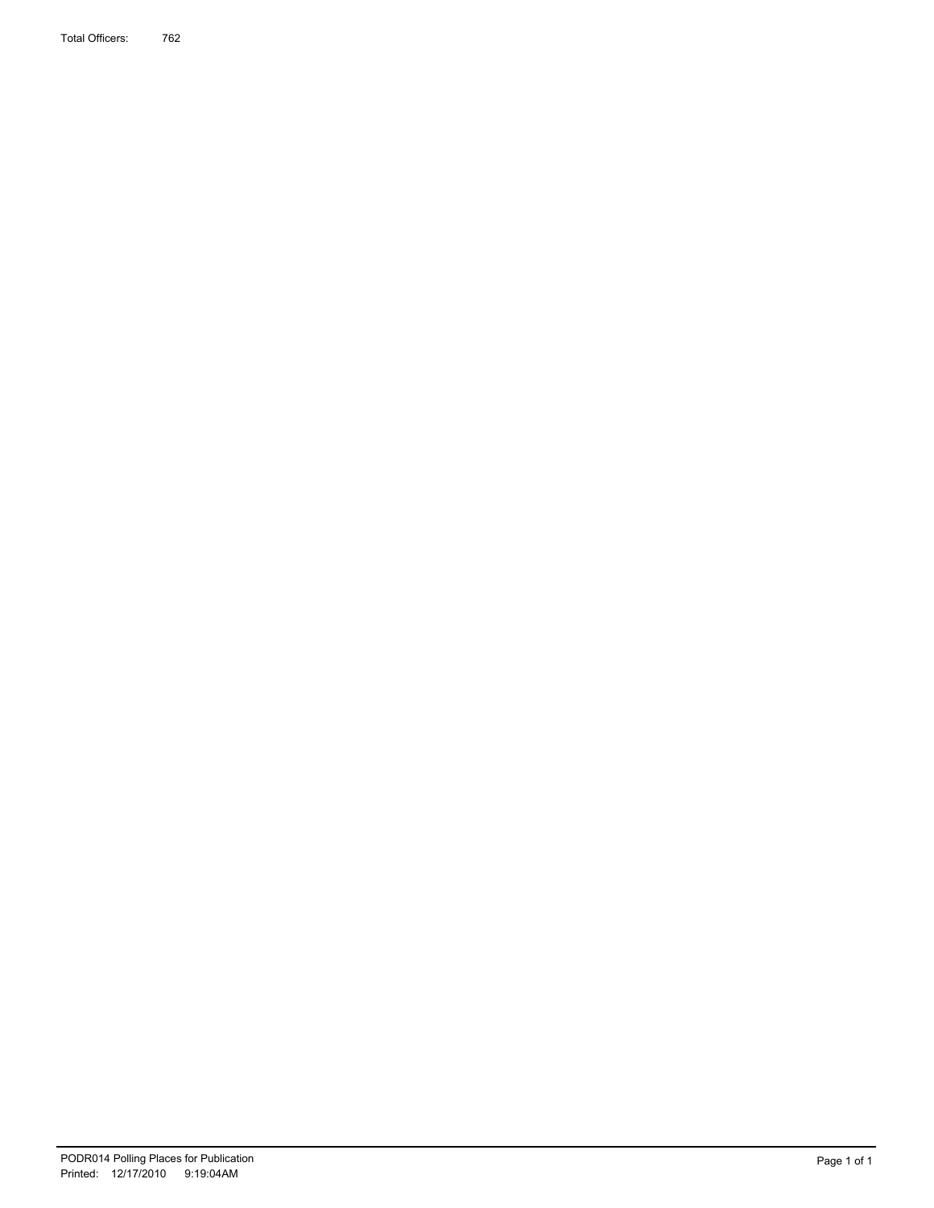Total Officers: 762